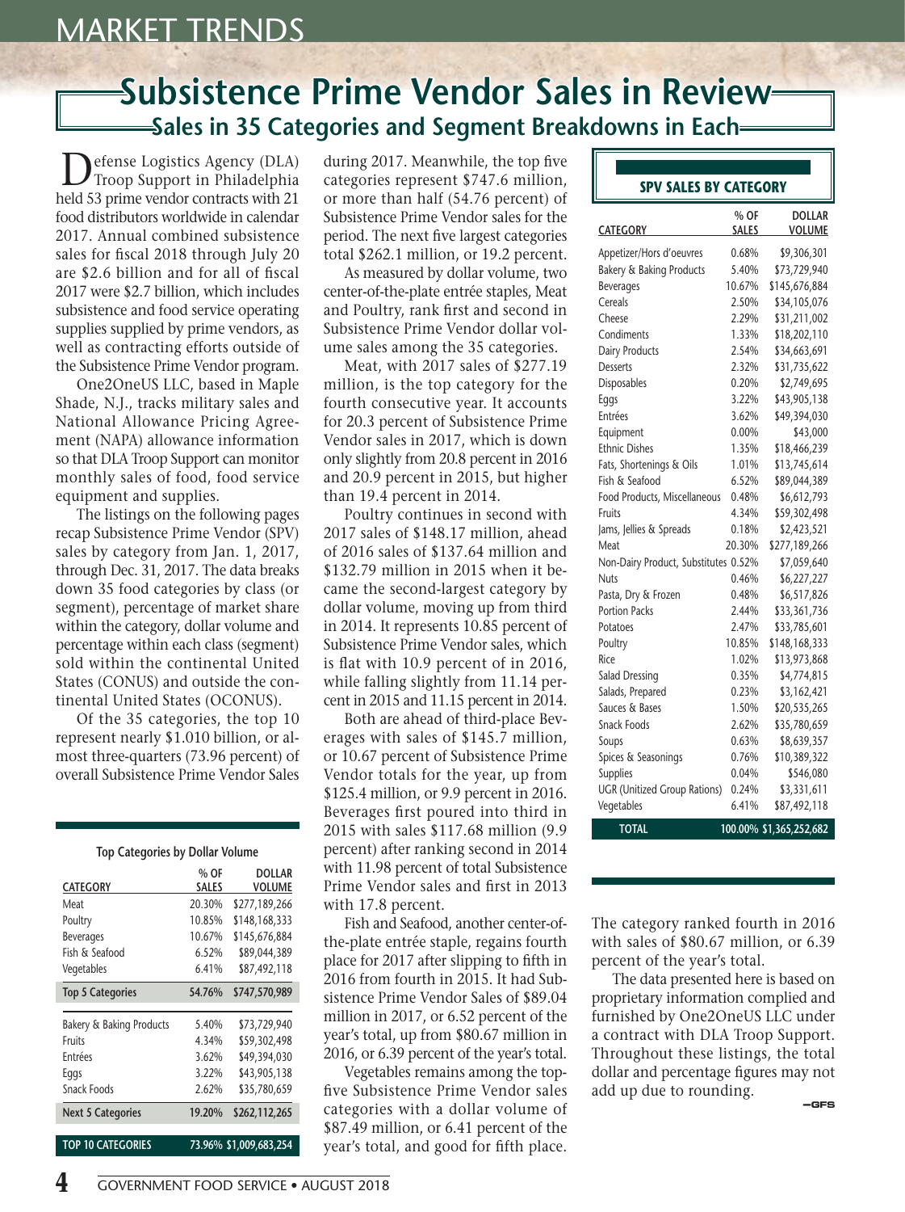# Subsistence Prime Vendor Sales in Review

## Sales in 35 Categories and Segment Breakdowns in Each

Defense Logistics Agency (DLA) Troop Support in Philadelphia held 53 prime vendor contracts with 21 food distributors worldwide in calendar 2017. Annual combined subsistence sales for fiscal 2018 through July 20 are $2.6 billion and for all of fiscal 2017 were $2.7 billion, which includes subsistence and food service operating supplies supplied by prime vendors, as well as contracting efforts outside of the Subsistence Prime Vendor program.

One2OneUS LLC, based in Maple Shade, N.J., tracks military sales and National Allowance Pricing Agreement (NAPA) allowance information so that DLA Troop Support can monitor monthly sales of food, food service equipment and supplies.

The listings on the following pages recap Subsistence Prime Vendor (SPV) sales by category from Jan. 1, 2017, through Dec. 31, 2017. The data breaks down 35 food categories by class (or segment), percentage of market share within the category, dollar volume and percentage within each class (segment) sold within the continental United States (CONUS) and outside the continental United States (OCONUS).

Of the 35 categories, the top 10 represent nearly $1.010 billion, or almost three-quarters (73.96 percent) of overall Subsistence Prime Vendor Sales during 2017. Meanwhile, the top five categories represent $747.6 million, or more than half (54.76 percent) of Subsistence Prime Vendor sales for the period. The next five largest categories total $262.1 million, or 19.2 percent.

As measured by dollar volume, two center-of-the-plate entrée staples, Meat and Poultry, rank first and second in Subsistence Prime Vendor dollar volume sales among the 35 categories.

Meat, with 2017 sales of $277.19 million, is the top category for the fourth consecutive year. It accounts for 20.3 percent of Subsistence Prime Vendor sales in 2017, which is down only slightly from 20.8 percent in 2016 and 20.9 percent in 2015, but higher than 19.4 percent in 2014.

Poultry continues in second with 2017 sales of $148.17 million, ahead of 2016 sales of $137.64 million and $132.79 million in 2015 when it became the second-largest category by dollar volume, moving up from third in 2014. It represents 10.85 percent of Subsistence Prime Vendor sales, which is flat with 10.9 percent of in 2016, while falling slightly from 11.14 percent in 2015 and 11.15 percent in 2014.

Both are ahead of third-place Beverages with sales of $145.7 million, or 10.67 percent of Subsistence Prime Vendor totals for the year, up from $125.4 million, or 9.9 percent in 2016. Beverages first poured into third in 2015 with sales $117.68 million (9.9 percent) after ranking second in 2014 with 11.98 percent of total Subsistence Prime Vendor sales and first in 2013 with 17.8 percent.

Fish and Seafood, another center-of-the-plate entrée staple, regains fourth place for 2017 after slipping to fifth in 2016 from fourth in 2015. It had Subsistence Prime Vendor Sales of $89.04 million in 2017, or 6.52 percent of the year's total, up from $80.67 million in 2016, or 6.39 percent of the year's total.

Vegetables remains among the top-five Subsistence Prime Vendor sales categories with a dollar volume of $87.49 million, or 6.41 percent of the year's total, and good for fifth place. The category ranked fourth in 2016 with sales of $80.67 million, or 6.39 percent of the year's total.

The data presented here is based on proprietary information complied and furnished by One2OneUS LLC under a contract with DLA Troop Support. Throughout these listings, the total dollar and percentage figures may not add up due to rounding.

—GFS

**Top Categories by Dollar Volume**

| CATEGORY | % OF SALES | DOLLAR VOLUME |
|---|---|---|
| Meat | 20.30% | $277,189,266 |
| Poultry | 10.85% | $148,168,333 |
| Beverages | 10.67% | $145,676,884 |
| Fish & Seafood | 6.52% | $89,044,389 |
| Vegetables | 6.41% | $87,492,118 |
| **Top 5 Categories** | **54.76%** | **$747,570,989** |
| Bakery & Baking Products | 5.40% | $73,729,940 |
| Fruits | 4.34% | $59,302,498 |
| Entrées | 3.62% | $49,394,030 |
| Eggs | 3.22% | $43,905,138 |
| Snack Foods | 2.62% | $35,780,659 |
| **Next 5 Categories** | **19.20%** | **$262,112,265** |
| **TOP 10 CATEGORIES** | **73.96%** | **$1,009,683,254** |

**SPV SALES BY CATEGORY**

| CATEGORY | % OF SALES | DOLLAR VOLUME |
|---|---|---|
| Appetizer/Hors d'oeuvres | 0.68% | $9,306,301 |
| Bakery & Baking Products | 5.40% | $73,729,940 |
| Beverages | 10.67% | $145,676,884 |
| Cereals | 2.50% | $34,105,076 |
| Cheese | 2.29% | $31,211,002 |
| Condiments | 1.33% | $18,202,110 |
| Dairy Products | 2.54% | $34,663,691 |
| Desserts | 2.32% | $31,735,622 |
| Disposables | 0.20% | $2,749,695 |
| Eggs | 3.22% | $43,905,138 |
| Entrées | 3.62% | $49,394,030 |
| Equipment | 0.00% | $43,000 |
| Ethnic Dishes | 1.35% | $18,466,239 |
| Fats, Shortenings & Oils | 1.01% | $13,745,614 |
| Fish & Seafood | 6.52% | $89,044,389 |
| Food Products, Miscellaneous | 0.48% | $6,612,793 |
| Fruits | 4.34% | $59,302,498 |
| Jams, Jellies & Spreads | 0.18% | $2,423,521 |
| Meat | 20.30% | $277,189,266 |
| Non-Dairy Product, Substitutes | 0.52% | $7,059,640 |
| Nuts | 0.46% | $6,227,227 |
| Pasta, Dry & Frozen | 0.48% | $6,517,826 |
| Portion Packs | 2.44% | $33,361,736 |
| Potatoes | 2.47% | $33,785,601 |
| Poultry | 10.85% | $148,168,333 |
| Rice | 1.02% | $13,973,868 |
| Salad Dressing | 0.35% | $4,774,815 |
| Salads, Prepared | 0.23% | $3,162,421 |
| Sauces & Bases | 1.50% | $20,535,265 |
| Snack Foods | 2.62% | $35,780,659 |
| Soups | 0.63% | $8,639,357 |
| Spices & Seasonings | 0.76% | $10,389,322 |
| Supplies | 0.04% | $546,080 |
| UGR (Unitized Group Rations) | 0.24% | $3,331,611 |
| Vegetables | 6.41% | $87,492,118 |
| **TOTAL** | **100.00%** | **$1,365,252,682** |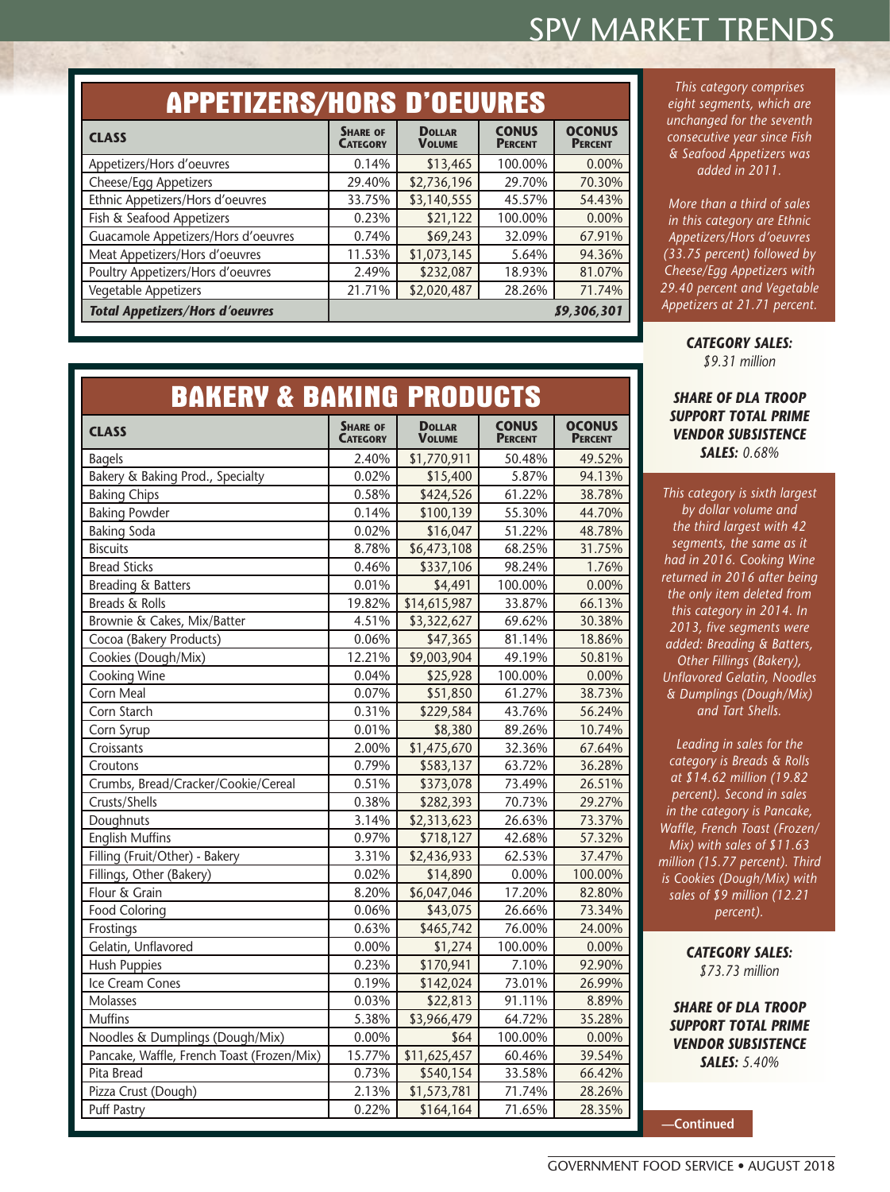## APPETIZERS/HORS D'OEUVRES

| CLASS | SHARE OF CATEGORY | DOLLAR VOLUME | CONUS PERCENT | OCONUS PERCENT |
|---|---|---|---|---|
| Appetizers/Hors d'oeuvres | 0.14% | $13,465 | 100.00% | 0.00% |
| Cheese/Egg Appetizers | 29.40% | $2,736,196 | 29.70% | 70.30% |
| Ethnic Appetizers/Hors d'oeuvres | 33.75% | $3,140,555 | 45.57% | 54.43% |
| Fish & Seafood Appetizers | 0.23% | $21,122 | 100.00% | 0.00% |
| Guacamole Appetizers/Hors d'oeuvres | 0.74% | $69,243 | 32.09% | 67.91% |
| Meat Appetizers/Hors d'oeuvres | 11.53% | $1,073,145 | 5.64% | 94.36% |
| Poultry Appetizers/Hors d'oeuvres | 2.49% | $232,087 | 18.93% | 81.07% |
| Vegetable Appetizers | 21.71% | $2,020,487 | 28.26% | 71.74% |
| ***Total Appetizers/Hors d'oeuvres*** | | | | ***$9,306,301*** |

*This category comprises eight segments, which are unchanged for the seventh consecutive year since Fish & Seafood Appetizers was added in 2011.*

*More than a third of sales in this category are Ethnic Appetizers/Hors d'oeuvres (33.75 percent) followed by Cheese/Egg Appetizers with 29.40 percent and Vegetable Appetizers at 21.71 percent.*

***CATEGORY SALES:*** *$9.31 million*

***SHARE OF DLA TROOP SUPPORT TOTAL PRIME VENDOR SUBSISTENCE SALES:*** *0.68%*

## BAKERY & BAKING PRODUCTS

| CLASS | SHARE OF CATEGORY | DOLLAR VOLUME | CONUS PERCENT | OCONUS PERCENT |
|---|---|---|---|---|
| Bagels | 2.40% | $1,770,911 | 50.48% | 49.52% |
| Bakery & Baking Prod., Specialty | 0.02% | $15,400 | 5.87% | 94.13% |
| Baking Chips | 0.58% | $424,526 | 61.22% | 38.78% |
| Baking Powder | 0.14% | $100,139 | 55.30% | 44.70% |
| Baking Soda | 0.02% | $16,047 | 51.22% | 48.78% |
| Biscuits | 8.78% | $6,473,108 | 68.25% | 31.75% |
| Bread Sticks | 0.46% | $337,106 | 98.24% | 1.76% |
| Breading & Batters | 0.01% | $4,491 | 100.00% | 0.00% |
| Breads & Rolls | 19.82% | $14,615,987 | 33.87% | 66.13% |
| Brownie & Cakes, Mix/Batter | 4.51% | $3,322,627 | 69.62% | 30.38% |
| Cocoa (Bakery Products) | 0.06% | $47,365 | 81.14% | 18.86% |
| Cookies (Dough/Mix) | 12.21% | $9,003,904 | 49.19% | 50.81% |
| Cooking Wine | 0.04% | $25,928 | 100.00% | 0.00% |
| Corn Meal | 0.07% | $51,850 | 61.27% | 38.73% |
| Corn Starch | 0.31% | $229,584 | 43.76% | 56.24% |
| Corn Syrup | 0.01% | $8,380 | 89.26% | 10.74% |
| Croissants | 2.00% | $1,475,670 | 32.36% | 67.64% |
| Croutons | 0.79% | $583,137 | 63.72% | 36.28% |
| Crumbs, Bread/Cracker/Cookie/Cereal | 0.51% | $373,078 | 73.49% | 26.51% |
| Crusts/Shells | 0.38% | $282,393 | 70.73% | 29.27% |
| Doughnuts | 3.14% | $2,313,623 | 26.63% | 73.37% |
| English Muffins | 0.97% | $718,127 | 42.68% | 57.32% |
| Filling (Fruit/Other) - Bakery | 3.31% | $2,436,933 | 62.53% | 37.47% |
| Fillings, Other (Bakery) | 0.02% | $14,890 | 0.00% | 100.00% |
| Flour & Grain | 8.20% | $6,047,046 | 17.20% | 82.80% |
| Food Coloring | 0.06% | $43,075 | 26.66% | 73.34% |
| Frostings | 0.63% | $465,742 | 76.00% | 24.00% |
| Gelatin, Unflavored | 0.00% | $1,274 | 100.00% | 0.00% |
| Hush Puppies | 0.23% | $170,941 | 7.10% | 92.90% |
| Ice Cream Cones | 0.19% | $142,024 | 73.01% | 26.99% |
| Molasses | 0.03% | $22,813 | 91.11% | 8.89% |
| Muffins | 5.38% | $3,966,479 | 64.72% | 35.28% |
| Noodles & Dumplings (Dough/Mix) | 0.00% | $64 | 100.00% | 0.00% |
| Pancake, Waffle, French Toast (Frozen/Mix) | 15.77% | $11,625,457 | 60.46% | 39.54% |
| Pita Bread | 0.73% | $540,154 | 33.58% | 66.42% |
| Pizza Crust (Dough) | 2.13% | $1,573,781 | 71.74% | 28.26% |
| Puff Pastry | 0.22% | $164,164 | 71.65% | 28.35% |

*This category is sixth largest by dollar volume and the third largest with 42 segments, the same as it had in 2016. Cooking Wine returned in 2016 after being the only item deleted from this category in 2014. In 2013, five segments were added: Breading & Batters, Other Fillings (Bakery), Unflavored Gelatin, Noodles & Dumplings (Dough/Mix) and Tart Shells.*

*Leading in sales for the category is Breads & Rolls at $14.62 million (19.82 percent). Second in sales in the category is Pancake, Waffle, French Toast (Frozen/Mix) with sales of $11.63 million (15.77 percent). Third is Cookies (Dough/Mix) with sales of $9 million (12.21 percent).*

***CATEGORY SALES:*** *$73.73 million*

***SHARE OF DLA TROOP SUPPORT TOTAL PRIME VENDOR SUBSISTENCE SALES:*** *5.40%*

**—Continued**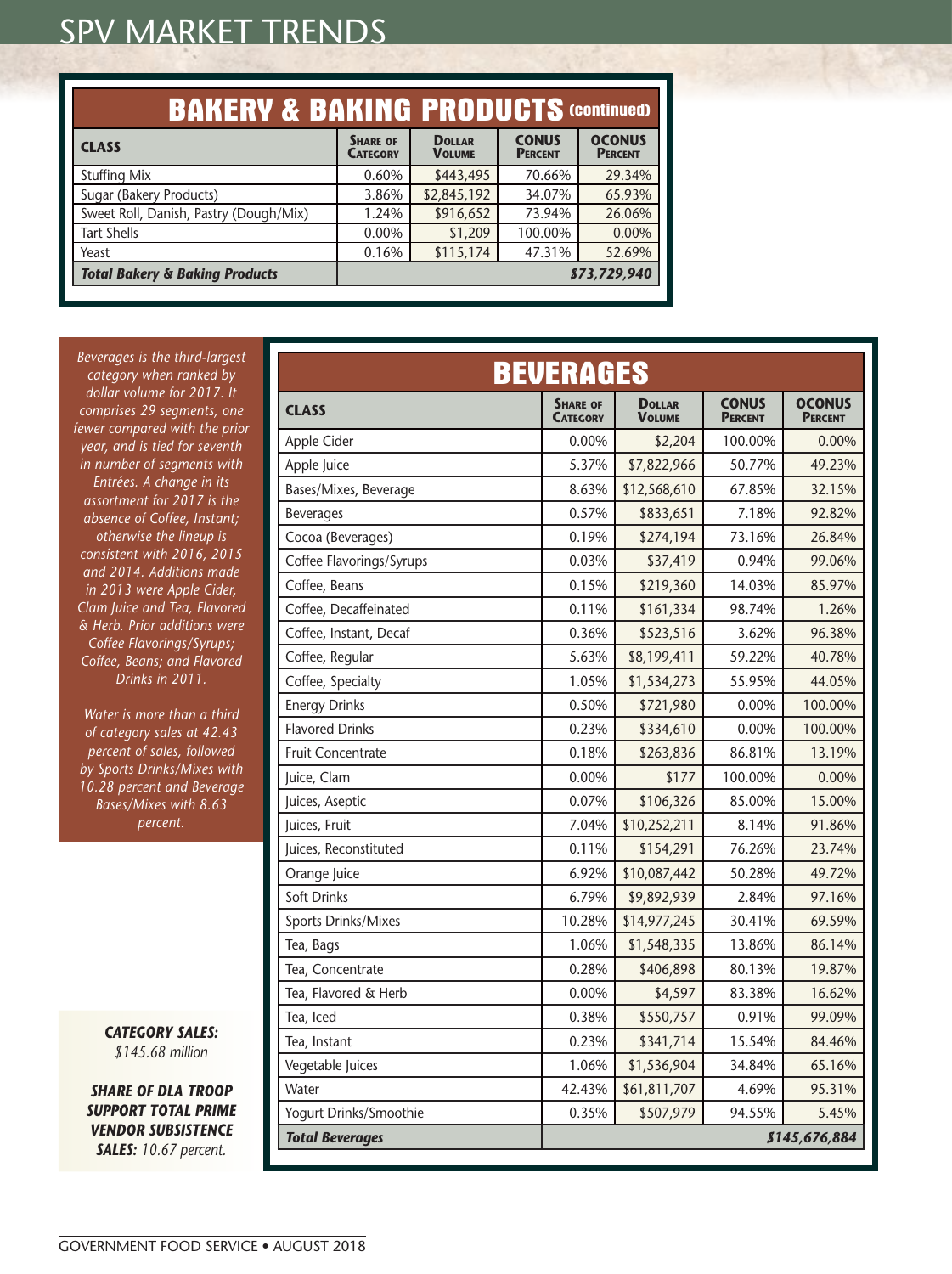## BAKERY & BAKING PRODUCTS (continued)

| CLASS | Share of Category | Dollar Volume | CONUS Percent | OCONUS Percent |
|---|---|---|---|---|
| Stuffing Mix | 0.60% | $443,495 | 70.66% | 29.34% |
| Sugar (Bakery Products) | 3.86% | $2,845,192 | 34.07% | 65.93% |
| Sweet Roll, Danish, Pastry (Dough/Mix) | 1.24% | $916,652 | 73.94% | 26.06% |
| Tart Shells | 0.00% | $1,209 | 100.00% | 0.00% |
| Yeast | 0.16% | $115,174 | 47.31% | 52.69% |
| ***Total Bakery & Baking Products*** | | | | ***$73,729,940*** |

*Beverages is the third-largest category when ranked by dollar volume for 2017. It comprises 29 segments, one fewer compared with the prior year, and is tied for seventh in number of segments with Entrées. A change in its assortment for 2017 is the absence of Coffee, Instant; otherwise the lineup is consistent with 2016, 2015 and 2014. Additions made in 2013 were Apple Cider, Clam Juice and Tea, Flavored & Herb. Prior additions were Coffee Flavorings/Syrups; Coffee, Beans; and Flavored Drinks in 2011.*

*Water is more than a third of category sales at 42.43 percent of sales, followed by Sports Drinks/Mixes with 10.28 percent and Beverage Bases/Mixes with 8.63 percent.*

***CATEGORY SALES:*** *$145.68 million*

***SHARE OF DLA TROOP SUPPORT TOTAL PRIME VENDOR SUBSISTENCE SALES:*** *10.67 percent.*

## BEVERAGES

| CLASS | Share of Category | Dollar Volume | CONUS Percent | OCONUS Percent |
|---|---|---|---|---|
| Apple Cider | 0.00% | $2,204 | 100.00% | 0.00% |
| Apple Juice | 5.37% | $7,822,966 | 50.77% | 49.23% |
| Bases/Mixes, Beverage | 8.63% | $12,568,610 | 67.85% | 32.15% |
| Beverages | 0.57% | $833,651 | 7.18% | 92.82% |
| Cocoa (Beverages) | 0.19% | $274,194 | 73.16% | 26.84% |
| Coffee Flavorings/Syrups | 0.03% | $37,419 | 0.94% | 99.06% |
| Coffee, Beans | 0.15% | $219,360 | 14.03% | 85.97% |
| Coffee, Decaffeinated | 0.11% | $161,334 | 98.74% | 1.26% |
| Coffee, Instant, Decaf | 0.36% | $523,516 | 3.62% | 96.38% |
| Coffee, Regular | 5.63% | $8,199,411 | 59.22% | 40.78% |
| Coffee, Specialty | 1.05% | $1,534,273 | 55.95% | 44.05% |
| Energy Drinks | 0.50% | $721,980 | 0.00% | 100.00% |
| Flavored Drinks | 0.23% | $334,610 | 0.00% | 100.00% |
| Fruit Concentrate | 0.18% | $263,836 | 86.81% | 13.19% |
| Juice, Clam | 0.00% | $177 | 100.00% | 0.00% |
| Juices, Aseptic | 0.07% | $106,326 | 85.00% | 15.00% |
| Juices, Fruit | 7.04% | $10,252,211 | 8.14% | 91.86% |
| Juices, Reconstituted | 0.11% | $154,291 | 76.26% | 23.74% |
| Orange Juice | 6.92% | $10,087,442 | 50.28% | 49.72% |
| Soft Drinks | 6.79% | $9,892,939 | 2.84% | 97.16% |
| Sports Drinks/Mixes | 10.28% | $14,977,245 | 30.41% | 69.59% |
| Tea, Bags | 1.06% | $1,548,335 | 13.86% | 86.14% |
| Tea, Concentrate | 0.28% | $406,898 | 80.13% | 19.87% |
| Tea, Flavored & Herb | 0.00% | $4,597 | 83.38% | 16.62% |
| Tea, Iced | 0.38% | $550,757 | 0.91% | 99.09% |
| Tea, Instant | 0.23% | $341,714 | 15.54% | 84.46% |
| Vegetable Juices | 1.06% | $1,536,904 | 34.84% | 65.16% |
| Water | 42.43% | $61,811,707 | 4.69% | 95.31% |
| Yogurt Drinks/Smoothie | 0.35% | $507,979 | 94.55% | 5.45% |
| ***Total Beverages*** | | | | ***$145,676,884*** |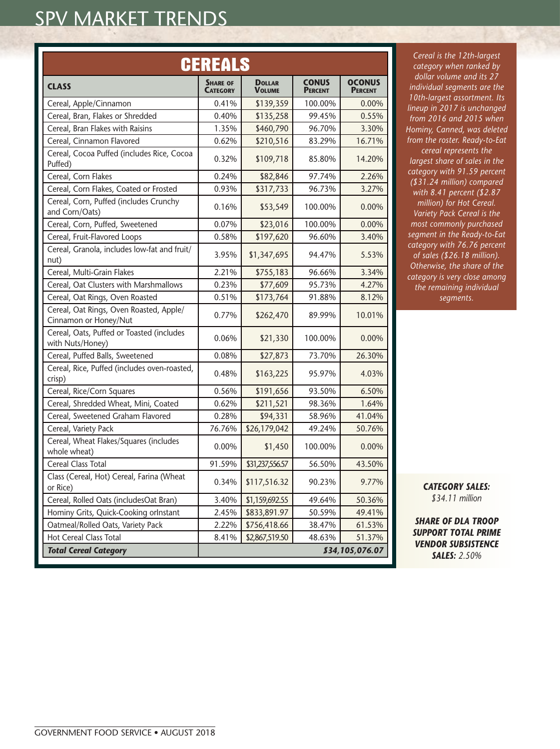# SPV MARKET TRENDS

## CEREALS

| CLASS | SHARE OF CATEGORY | DOLLAR VOLUME | CONUS PERCENT | OCONUS PERCENT |
|---|---|---|---|---|
| Cereal, Apple/Cinnamon | 0.41% | $139,359 | 100.00% | 0.00% |
| Cereal, Bran, Flakes or Shredded | 0.40% | $135,258 | 99.45% | 0.55% |
| Cereal, Bran Flakes with Raisins | 1.35% | $460,790 | 96.70% | 3.30% |
| Cereal, Cinnamon Flavored | 0.62% | $210,516 | 83.29% | 16.71% |
| Cereal, Cocoa Puffed (includes Rice, Cocoa Puffed) | 0.32% | $109,718 | 85.80% | 14.20% |
| Cereal, Corn Flakes | 0.24% | $82,846 | 97.74% | 2.26% |
| Cereal, Corn Flakes, Coated or Frosted | 0.93% | $317,733 | 96.73% | 3.27% |
| Cereal, Corn, Puffed (includes Crunchy and Corn/Oats) | 0.16% | $53,549 | 100.00% | 0.00% |
| Cereal, Corn, Puffed, Sweetened | 0.07% | $23,016 | 100.00% | 0.00% |
| Cereal, Fruit-Flavored Loops | 0.58% | $197,620 | 96.60% | 3.40% |
| Cereal, Granola, includes low-fat and fruit/nut) | 3.95% | $1,347,695 | 94.47% | 5.53% |
| Cereal, Multi-Grain Flakes | 2.21% | $755,183 | 96.66% | 3.34% |
| Cereal, Oat Clusters with Marshmallows | 0.23% | $77,609 | 95.73% | 4.27% |
| Cereal, Oat Rings, Oven Roasted | 0.51% | $173,764 | 91.88% | 8.12% |
| Cereal, Oat Rings, Oven Roasted, Apple/Cinnamon or Honey/Nut | 0.77% | $262,470 | 89.99% | 10.01% |
| Cereal, Oats, Puffed or Toasted (includes with Nuts/Honey) | 0.06% | $21,330 | 100.00% | 0.00% |
| Cereal, Puffed Balls, Sweetened | 0.08% | $27,873 | 73.70% | 26.30% |
| Cereal, Rice, Puffed (includes oven-roasted, crisp) | 0.48% | $163,225 | 95.97% | 4.03% |
| Cereal, Rice/Corn Squares | 0.56% | $191,656 | 93.50% | 6.50% |
| Cereal, Shredded Wheat, Mini, Coated | 0.62% | $211,521 | 98.36% | 1.64% |
| Cereal, Sweetened Graham Flavored | 0.28% | $94,331 | 58.96% | 41.04% |
| Cereal, Variety Pack | 76.76% | $26,179,042 | 49.24% | 50.76% |
| Cereal, Wheat Flakes/Squares (includes whole wheat) | 0.00% | $1,450 | 100.00% | 0.00% |
| Cereal Class Total | 91.59% | $31,237,556.57 | 56.50% | 43.50% |
| Class (Cereal, Hot) Cereal, Farina (Wheat or Rice) | 0.34% | $117,516.32 | 90.23% | 9.77% |
| Cereal, Rolled Oats (includesOat Bran) | 3.40% | $1,159,692.55 | 49.64% | 50.36% |
| Hominy Grits, Quick-Cooking orInstant | 2.45% | $833,891.97 | 50.59% | 49.41% |
| Oatmeal/Rolled Oats, Variety Pack | 2.22% | $756,418.66 | 38.47% | 61.53% |
| Hot Cereal Class Total | 8.41% | $2,867,519.50 | 48.63% | 51.37% |
| ***Total Cereal Category*** | | | | ***$34,105,076.07*** |

*Cereal is the 12th-largest category when ranked by dollar volume and its 27 individual segments are the 10th-largest assortment. Its lineup in 2017 is unchanged from 2016 and 2015 when Hominy, Canned, was deleted from the roster. Ready-to-Eat cereal represents the largest share of sales in the category with 91.59 percent ($31.24 million) compared with 8.41 percent ($2.87 million) for Hot Cereal. Variety Pack Cereal is the most commonly purchased segment in the Ready-to-Eat category with 76.76 percent of sales ($26.18 million). Otherwise, the share of the category is very close among the remaining individual segments.*

***CATEGORY SALES:*** *$34.11 million*

***SHARE OF DLA TROOP SUPPORT TOTAL PRIME VENDOR SUBSISTENCE SALES:*** *2.50%*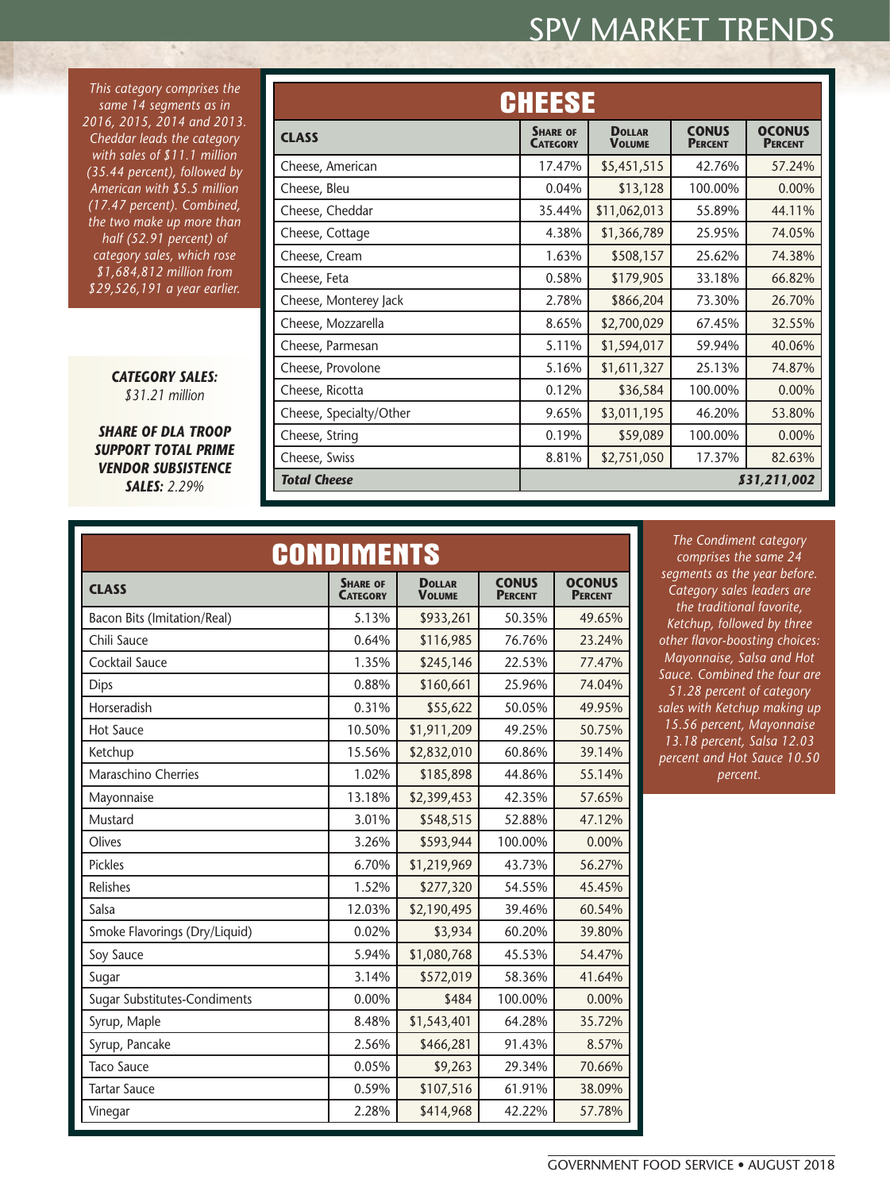## SPV MARKET TRENDS

*This category comprises the same 14 segments as in 2016, 2015, 2014 and 2013. Cheddar leads the category with sales of $11.1 million (35.44 percent), followed by American with $5.5 million (17.47 percent). Combined, the two make up more than half (52.91 percent) of category sales, which rose $1,684,812 million from $29,526,191 a year earlier.*

***CATEGORY SALES:*** *$31.21 million*

***SHARE OF DLA TROOP SUPPORT TOTAL PRIME VENDOR SUBSISTENCE SALES:*** *2.29%*

### CHEESE

| CLASS | SHARE OF CATEGORY | DOLLAR VOLUME | CONUS PERCENT | OCONUS PERCENT |
|---|---|---|---|---|
| Cheese, American | 17.47% | $5,451,515 | 42.76% | 57.24% |
| Cheese, Bleu | 0.04% | $13,128 | 100.00% | 0.00% |
| Cheese, Cheddar | 35.44% | $11,062,013 | 55.89% | 44.11% |
| Cheese, Cottage | 4.38% | $1,366,789 | 25.95% | 74.05% |
| Cheese, Cream | 1.63% | $508,157 | 25.62% | 74.38% |
| Cheese, Feta | 0.58% | $179,905 | 33.18% | 66.82% |
| Cheese, Monterey Jack | 2.78% | $866,204 | 73.30% | 26.70% |
| Cheese, Mozzarella | 8.65% | $2,700,029 | 67.45% | 32.55% |
| Cheese, Parmesan | 5.11% | $1,594,017 | 59.94% | 40.06% |
| Cheese, Provolone | 5.16% | $1,611,327 | 25.13% | 74.87% |
| Cheese, Ricotta | 0.12% | $36,584 | 100.00% | 0.00% |
| Cheese, Specialty/Other | 9.65% | $3,011,195 | 46.20% | 53.80% |
| Cheese, String | 0.19% | $59,089 | 100.00% | 0.00% |
| Cheese, Swiss | 8.81% | $2,751,050 | 17.37% | 82.63% |
| ***Total Cheese*** | | | | ***$31,211,002*** |

### CONDIMENTS

| CLASS | SHARE OF CATEGORY | DOLLAR VOLUME | CONUS PERCENT | OCONUS PERCENT |
|---|---|---|---|---|
| Bacon Bits (Imitation/Real) | 5.13% | $933,261 | 50.35% | 49.65% |
| Chili Sauce | 0.64% | $116,985 | 76.76% | 23.24% |
| Cocktail Sauce | 1.35% | $245,146 | 22.53% | 77.47% |
| Dips | 0.88% | $160,661 | 25.96% | 74.04% |
| Horseradish | 0.31% | $55,622 | 50.05% | 49.95% |
| Hot Sauce | 10.50% | $1,911,209 | 49.25% | 50.75% |
| Ketchup | 15.56% | $2,832,010 | 60.86% | 39.14% |
| Maraschino Cherries | 1.02% | $185,898 | 44.86% | 55.14% |
| Mayonnaise | 13.18% | $2,399,453 | 42.35% | 57.65% |
| Mustard | 3.01% | $548,515 | 52.88% | 47.12% |
| Olives | 3.26% | $593,944 | 100.00% | 0.00% |
| Pickles | 6.70% | $1,219,969 | 43.73% | 56.27% |
| Relishes | 1.52% | $277,320 | 54.55% | 45.45% |
| Salsa | 12.03% | $2,190,495 | 39.46% | 60.54% |
| Smoke Flavorings (Dry/Liquid) | 0.02% | $3,934 | 60.20% | 39.80% |
| Soy Sauce | 5.94% | $1,080,768 | 45.53% | 54.47% |
| Sugar | 3.14% | $572,019 | 58.36% | 41.64% |
| Sugar Substitutes-Condiments | 0.00% | $484 | 100.00% | 0.00% |
| Syrup, Maple | 8.48% | $1,543,401 | 64.28% | 35.72% |
| Syrup, Pancake | 2.56% | $466,281 | 91.43% | 8.57% |
| Taco Sauce | 0.05% | $9,263 | 29.34% | 70.66% |
| Tartar Sauce | 0.59% | $107,516 | 61.91% | 38.09% |
| Vinegar | 2.28% | $414,968 | 42.22% | 57.78% |

*The Condiment category comprises the same 24 segments as the year before. Category sales leaders are the traditional favorite, Ketchup, followed by three other flavor-boosting choices: Mayonnaise, Salsa and Hot Sauce. Combined the four are 51.28 percent of category sales with Ketchup making up 15.56 percent, Mayonnaise 13.18 percent, Salsa 12.03 percent and Hot Sauce 10.50 percent.*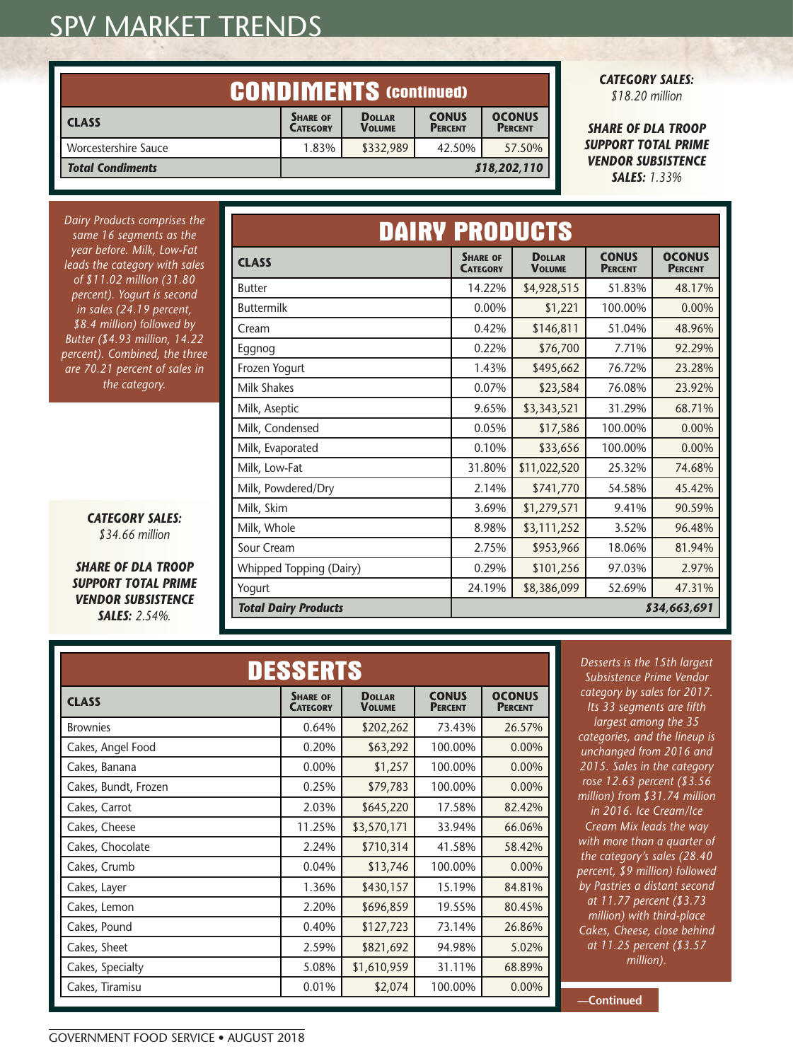## SPV MARKET TRENDS

## CONDIMENTS (continued)

| CLASS | SHARE OF CATEGORY | DOLLAR VOLUME | CONUS PERCENT | OCONUS PERCENT |
|---|---|---|---|---|
| Worcestershire Sauce | 1.83% | $332,989 | 42.50% | 57.50% |
| ***Total Condiments*** | | | | ***$18,202,110*** |

***CATEGORY SALES:*** *$18.20 million*

***SHARE OF DLA TROOP SUPPORT TOTAL PRIME VENDOR SUBSISTENCE SALES:*** *1.33%*

*Dairy Products comprises the same 16 segments as the year before. Milk, Low-Fat leads the category with sales of $11.02 million (31.80 percent). Yogurt is second in sales (24.19 percent, $8.4 million) followed by Butter ($4.93 million, 14.22 percent). Combined, the three are 70.21 percent of sales in the category.*

***CATEGORY SALES:*** *$34.66 million*

***SHARE OF DLA TROOP SUPPORT TOTAL PRIME VENDOR SUBSISTENCE SALES:*** *2.54%.*

## DAIRY PRODUCTS

| CLASS | SHARE OF CATEGORY | DOLLAR VOLUME | CONUS PERCENT | OCONUS PERCENT |
|---|---|---|---|---|
| Butter | 14.22% | $4,928,515 | 51.83% | 48.17% |
| Buttermilk | 0.00% | $1,221 | 100.00% | 0.00% |
| Cream | 0.42% | $146,811 | 51.04% | 48.96% |
| Eggnog | 0.22% | $76,700 | 7.71% | 92.29% |
| Frozen Yogurt | 1.43% | $495,662 | 76.72% | 23.28% |
| Milk Shakes | 0.07% | $23,584 | 76.08% | 23.92% |
| Milk, Aseptic | 9.65% | $3,343,521 | 31.29% | 68.71% |
| Milk, Condensed | 0.05% | $17,586 | 100.00% | 0.00% |
| Milk, Evaporated | 0.10% | $33,656 | 100.00% | 0.00% |
| Milk, Low-Fat | 31.80% | $11,022,520 | 25.32% | 74.68% |
| Milk, Powdered/Dry | 2.14% | $741,770 | 54.58% | 45.42% |
| Milk, Skim | 3.69% | $1,279,571 | 9.41% | 90.59% |
| Milk, Whole | 8.98% | $3,111,252 | 3.52% | 96.48% |
| Sour Cream | 2.75% | $953,966 | 18.06% | 81.94% |
| Whipped Topping (Dairy) | 0.29% | $101,256 | 97.03% | 2.97% |
| Yogurt | 24.19% | $8,386,099 | 52.69% | 47.31% |
| ***Total Dairy Products*** | | | | ***$34,663,691*** |

## DESSERTS

| CLASS | SHARE OF CATEGORY | DOLLAR VOLUME | CONUS PERCENT | OCONUS PERCENT |
|---|---|---|---|---|
| Brownies | 0.64% | $202,262 | 73.43% | 26.57% |
| Cakes, Angel Food | 0.20% | $63,292 | 100.00% | 0.00% |
| Cakes, Banana | 0.00% | $1,257 | 100.00% | 0.00% |
| Cakes, Bundt, Frozen | 0.25% | $79,783 | 100.00% | 0.00% |
| Cakes, Carrot | 2.03% | $645,220 | 17.58% | 82.42% |
| Cakes, Cheese | 11.25% | $3,570,171 | 33.94% | 66.06% |
| Cakes, Chocolate | 2.24% | $710,314 | 41.58% | 58.42% |
| Cakes, Crumb | 0.04% | $13,746 | 100.00% | 0.00% |
| Cakes, Layer | 1.36% | $430,157 | 15.19% | 84.81% |
| Cakes, Lemon | 2.20% | $696,859 | 19.55% | 80.45% |
| Cakes, Pound | 0.40% | $127,723 | 73.14% | 26.86% |
| Cakes, Sheet | 2.59% | $821,692 | 94.98% | 5.02% |
| Cakes, Specialty | 5.08% | $1,610,959 | 31.11% | 68.89% |
| Cakes, Tiramisu | 0.01% | $2,074 | 100.00% | 0.00% |

*Desserts is the 15th largest Subsistence Prime Vendor category by sales for 2017. Its 33 segments are fifth largest among the 35 categories, and the lineup is unchanged from 2016 and 2015. Sales in the category rose 12.63 percent ($3.56 million) from $31.74 million in 2016. Ice Cream/Ice Cream Mix leads the way with more than a quarter of the category's sales (28.40 percent, $9 million) followed by Pastries a distant second at 11.77 percent ($3.73 million) with third-place Cakes, Cheese, close behind at 11.25 percent ($3.57 million).*

**—Continued**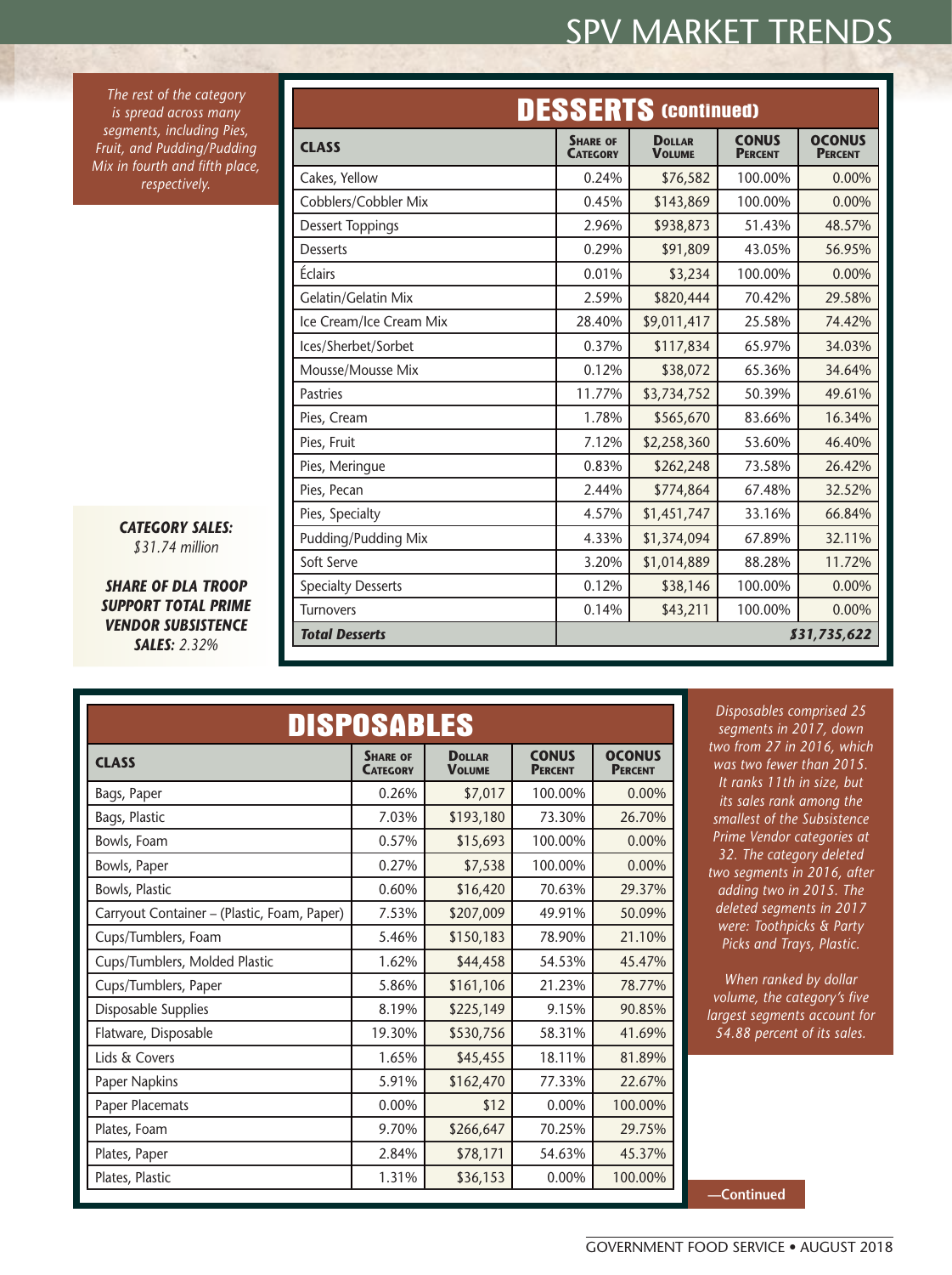*The rest of the category is spread across many segments, including Pies, Fruit, and Pudding/Pudding Mix in fourth and fifth place, respectively.*

## DESSERTS (continued)

| CLASS | SHARE OF CATEGORY | DOLLAR VOLUME | CONUS PERCENT | OCONUS PERCENT |
|---|---|---|---|---|
| Cakes, Yellow | 0.24% | $76,582 | 100.00% | 0.00% |
| Cobblers/Cobbler Mix | 0.45% | $143,869 | 100.00% | 0.00% |
| Dessert Toppings | 2.96% | $938,873 | 51.43% | 48.57% |
| Desserts | 0.29% | $91,809 | 43.05% | 56.95% |
| Éclairs | 0.01% | $3,234 | 100.00% | 0.00% |
| Gelatin/Gelatin Mix | 2.59% | $820,444 | 70.42% | 29.58% |
| Ice Cream/Ice Cream Mix | 28.40% | $9,011,417 | 25.58% | 74.42% |
| Ices/Sherbet/Sorbet | 0.37% | $117,834 | 65.97% | 34.03% |
| Mousse/Mousse Mix | 0.12% | $38,072 | 65.36% | 34.64% |
| Pastries | 11.77% | $3,734,752 | 50.39% | 49.61% |
| Pies, Cream | 1.78% | $565,670 | 83.66% | 16.34% |
| Pies, Fruit | 7.12% | $2,258,360 | 53.60% | 46.40% |
| Pies, Meringue | 0.83% | $262,248 | 73.58% | 26.42% |
| Pies, Pecan | 2.44% | $774,864 | 67.48% | 32.52% |
| Pies, Specialty | 4.57% | $1,451,747 | 33.16% | 66.84% |
| Pudding/Pudding Mix | 4.33% | $1,374,094 | 67.89% | 32.11% |
| Soft Serve | 3.20% | $1,014,889 | 88.28% | 11.72% |
| Specialty Desserts | 0.12% | $38,146 | 100.00% | 0.00% |
| Turnovers | 0.14% | $43,211 | 100.00% | 0.00% |
| ***Total Desserts*** | | | | ***$31,735,622*** |

***CATEGORY SALES:*** *$31.74 million*

***SHARE OF DLA TROOP SUPPORT TOTAL PRIME VENDOR SUBSISTENCE SALES:*** *2.32%*

## DISPOSABLES

| CLASS | SHARE OF CATEGORY | DOLLAR VOLUME | CONUS PERCENT | OCONUS PERCENT |
|---|---|---|---|---|
| Bags, Paper | 0.26% | $7,017 | 100.00% | 0.00% |
| Bags, Plastic | 7.03% | $193,180 | 73.30% | 26.70% |
| Bowls, Foam | 0.57% | $15,693 | 100.00% | 0.00% |
| Bowls, Paper | 0.27% | $7,538 | 100.00% | 0.00% |
| Bowls, Plastic | 0.60% | $16,420 | 70.63% | 29.37% |
| Carryout Container – (Plastic, Foam, Paper) | 7.53% | $207,009 | 49.91% | 50.09% |
| Cups/Tumblers, Foam | 5.46% | $150,183 | 78.90% | 21.10% |
| Cups/Tumblers, Molded Plastic | 1.62% | $44,458 | 54.53% | 45.47% |
| Cups/Tumblers, Paper | 5.86% | $161,106 | 21.23% | 78.77% |
| Disposable Supplies | 8.19% | $225,149 | 9.15% | 90.85% |
| Flatware, Disposable | 19.30% | $530,756 | 58.31% | 41.69% |
| Lids & Covers | 1.65% | $45,455 | 18.11% | 81.89% |
| Paper Napkins | 5.91% | $162,470 | 77.33% | 22.67% |
| Paper Placemats | 0.00% | $12 | 0.00% | 100.00% |
| Plates, Foam | 9.70% | $266,647 | 70.25% | 29.75% |
| Plates, Paper | 2.84% | $78,171 | 54.63% | 45.37% |
| Plates, Plastic | 1.31% | $36,153 | 0.00% | 100.00% |

*Disposables comprised 25 segments in 2017, down two from 27 in 2016, which was two fewer than 2015. It ranks 11th in size, but its sales rank among the smallest of the Subsistence Prime Vendor categories at 32. The category deleted two segments in 2016, after adding two in 2015. The deleted segments in 2017 were: Toothpicks & Party Picks and Trays, Plastic.*

*When ranked by dollar volume, the category's five largest segments account for 54.88 percent of its sales.*

**—Continued**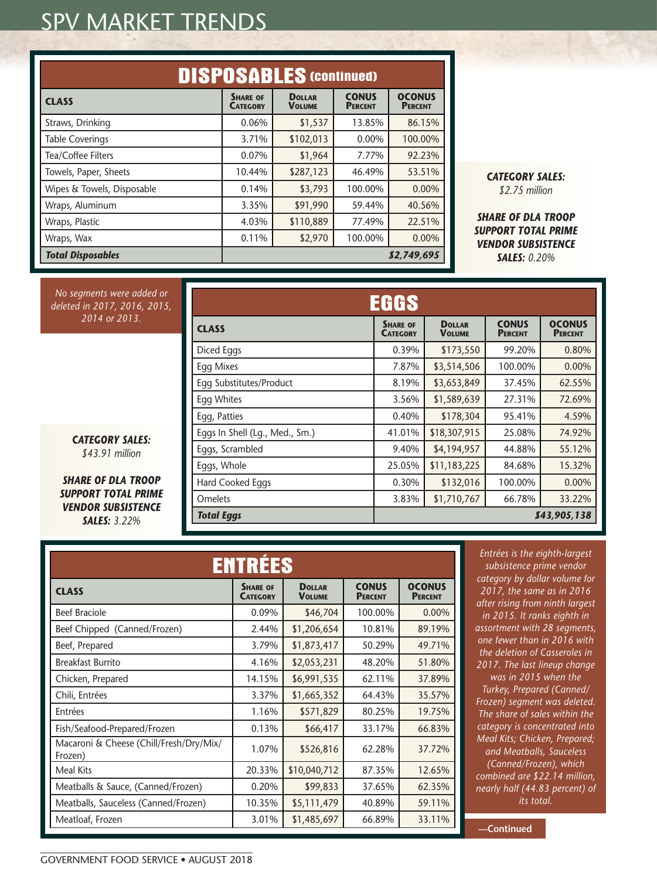# SPV MARKET TRENDS

## DISPOSABLES (continued)

| CLASS | SHARE OF CATEGORY | DOLLAR VOLUME | CONUS PERCENT | OCONUS PERCENT |
|---|---|---|---|---|
| Straws, Drinking | 0.06% | $1,537 | 13.85% | 86.15% |
| Table Coverings | 3.71% | $102,013 | 0.00% | 100.00% |
| Tea/Coffee Filters | 0.07% | $1,964 | 7.77% | 92.23% |
| Towels, Paper, Sheets | 10.44% | $287,123 | 46.49% | 53.51% |
| Wipes & Towels, Disposable | 0.14% | $3,793 | 100.00% | 0.00% |
| Wraps, Aluminum | 3.35% | $91,990 | 59.44% | 40.56% |
| Wraps, Plastic | 4.03% | $110,889 | 77.49% | 22.51% |
| Wraps, Wax | 0.11% | $2,970 | 100.00% | 0.00% |
| ***Total Disposables*** | | | | ***$2,749,695*** |

***CATEGORY SALES:*** *$2.75 million*

***SHARE OF DLA TROOP SUPPORT TOTAL PRIME VENDOR SUBSISTENCE SALES:*** *0.20%*

## EGGS

*No segments were added or deleted in 2017, 2016, 2015, 2014 or 2013.*

| CLASS | SHARE OF CATEGORY | DOLLAR VOLUME | CONUS PERCENT | OCONUS PERCENT |
|---|---|---|---|---|
| Diced Eggs | 0.39% | $173,550 | 99.20% | 0.80% |
| Egg Mixes | 7.87% | $3,514,506 | 100.00% | 0.00% |
| Egg Substitutes/Product | 8.19% | $3,653,849 | 37.45% | 62.55% |
| Egg Whites | 3.56% | $1,589,639 | 27.31% | 72.69% |
| Egg, Patties | 0.40% | $178,304 | 95.41% | 4.59% |
| Eggs In Shell (Lg., Med., Sm.) | 41.01% | $18,307,915 | 25.08% | 74.92% |
| Eggs, Scrambled | 9.40% | $4,194,957 | 44.88% | 55.12% |
| Eggs, Whole | 25.05% | $11,183,225 | 84.68% | 15.32% |
| Hard Cooked Eggs | 0.30% | $132,016 | 100.00% | 0.00% |
| Omelets | 3.83% | $1,710,767 | 66.78% | 33.22% |
| ***Total Eggs*** | | | | ***$43,905,138*** |

***CATEGORY SALES:*** *$43.91 million*

***SHARE OF DLA TROOP SUPPORT TOTAL PRIME VENDOR SUBSISTENCE SALES:*** *3.22%*

## ENTRÉES

| CLASS | SHARE OF CATEGORY | DOLLAR VOLUME | CONUS PERCENT | OCONUS PERCENT |
|---|---|---|---|---|
| Beef Braciole | 0.09% | $46,704 | 100.00% | 0.00% |
| Beef Chipped (Canned/Frozen) | 2.44% | $1,206,654 | 10.81% | 89.19% |
| Beef, Prepared | 3.79% | $1,873,417 | 50.29% | 49.71% |
| Breakfast Burrito | 4.16% | $2,053,231 | 48.20% | 51.80% |
| Chicken, Prepared | 14.15% | $6,991,535 | 62.11% | 37.89% |
| Chili, Entrées | 3.37% | $1,665,352 | 64.43% | 35.57% |
| Entrées | 1.16% | $571,829 | 80.25% | 19.75% |
| Fish/Seafood-Prepared/Frozen | 0.13% | $66,417 | 33.17% | 66.83% |
| Macaroni & Cheese (Chill/Fresh/Dry/Mix/Frozen) | 1.07% | $526,816 | 62.28% | 37.72% |
| Meal Kits | 20.33% | $10,040,712 | 87.35% | 12.65% |
| Meatballs & Sauce, (Canned/Frozen) | 0.20% | $99,833 | 37.65% | 62.35% |
| Meatballs, Sauceless (Canned/Frozen) | 10.35% | $5,111,479 | 40.89% | 59.11% |
| Meatloaf, Frozen | 3.01% | $1,485,697 | 66.89% | 33.11% |

*Entrées is the eighth-largest subsistence prime vendor category by dollar volume for 2017, the same as in 2016 after rising from ninth largest in 2015. It ranks eighth in assortment with 28 segments, one fewer than in 2016 with the deletion of Casseroles in 2017. The last lineup change was in 2015 when the Turkey, Prepared (Canned/Frozen) segment was deleted. The share of sales within the category is concentrated into Meal Kits; Chicken, Prepared; and Meatballs, Sauceless (Canned/Frozen), which combined are $22.14 million, nearly half (44.83 percent) of its total.*

**—Continued**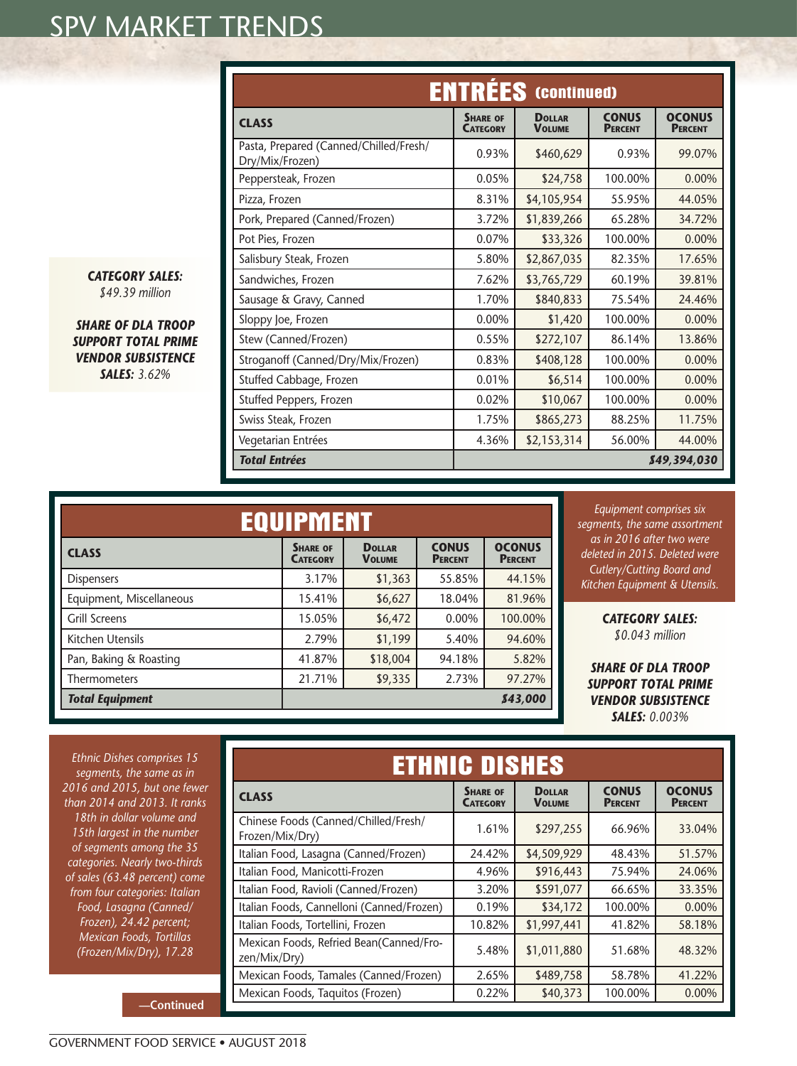## ENTRÉES (continued)

*CATEGORY SALES:* $49.39 million

*SHARE OF DLA TROOP SUPPORT TOTAL PRIME VENDOR SUBSISTENCE SALES:* 3.62%

| CLASS | SHARE OF CATEGORY | DOLLAR VOLUME | CONUS PERCENT | OCONUS PERCENT |
|---|---|---|---|---|
| Pasta, Prepared (Canned/Chilled/Fresh/ Dry/Mix/Frozen) | 0.93% | $460,629 | 0.93% | 99.07% |
| Peppersteak, Frozen | 0.05% | $24,758 | 100.00% | 0.00% |
| Pizza, Frozen | 8.31% | $4,105,954 | 55.95% | 44.05% |
| Pork, Prepared (Canned/Frozen) | 3.72% | $1,839,266 | 65.28% | 34.72% |
| Pot Pies, Frozen | 0.07% | $33,326 | 100.00% | 0.00% |
| Salisbury Steak, Frozen | 5.80% | $2,867,035 | 82.35% | 17.65% |
| Sandwiches, Frozen | 7.62% | $3,765,729 | 60.19% | 39.81% |
| Sausage & Gravy, Canned | 1.70% | $840,833 | 75.54% | 24.46% |
| Sloppy Joe, Frozen | 0.00% | $1,420 | 100.00% | 0.00% |
| Stew (Canned/Frozen) | 0.55% | $272,107 | 86.14% | 13.86% |
| Stroganoff (Canned/Dry/Mix/Frozen) | 0.83% | $408,128 | 100.00% | 0.00% |
| Stuffed Cabbage, Frozen | 0.01% | $6,514 | 100.00% | 0.00% |
| Stuffed Peppers, Frozen | 0.02% | $10,067 | 100.00% | 0.00% |
| Swiss Steak, Frozen | 1.75% | $865,273 | 88.25% | 11.75% |
| Vegetarian Entrées | 4.36% | $2,153,314 | 56.00% | 44.00% |
| ***Total Entrées*** | | | | ***$49,394,030*** |

## EQUIPMENT

*Equipment comprises six segments, the same assortment as in 2016 after two were deleted in 2015. Deleted were Cutlery/Cutting Board and Kitchen Equipment & Utensils.*

*CATEGORY SALES:* $0.043 million

*SHARE OF DLA TROOP SUPPORT TOTAL PRIME VENDOR SUBSISTENCE SALES:* 0.003%

| CLASS | SHARE OF CATEGORY | DOLLAR VOLUME | CONUS PERCENT | OCONUS PERCENT |
|---|---|---|---|---|
| Dispensers | 3.17% | $1,363 | 55.85% | 44.15% |
| Equipment, Miscellaneous | 15.41% | $6,627 | 18.04% | 81.96% |
| Grill Screens | 15.05% | $6,472 | 0.00% | 100.00% |
| Kitchen Utensils | 2.79% | $1,199 | 5.40% | 94.60% |
| Pan, Baking & Roasting | 41.87% | $18,004 | 94.18% | 5.82% |
| Thermometers | 21.71% | $9,335 | 2.73% | 97.27% |
| ***Total Equipment*** | | | | ***$43,000*** |

## ETHNIC DISHES

*Ethnic Dishes comprises 15 segments, the same as in 2016 and 2015, but one fewer than 2014 and 2013. It ranks 18th in dollar volume and 15th largest in the number of segments among the 35 categories. Nearly two-thirds of sales (63.48 percent) come from four categories: Italian Food, Lasagna (Canned/ Frozen), 24.42 percent; Mexican Foods, Tortillas (Frozen/Mix/Dry), 17.28*

**—Continued**

| CLASS | SHARE OF CATEGORY | DOLLAR VOLUME | CONUS PERCENT | OCONUS PERCENT |
|---|---|---|---|---|
| Chinese Foods (Canned/Chilled/Fresh/ Frozen/Mix/Dry) | 1.61% | $297,255 | 66.96% | 33.04% |
| Italian Food, Lasagna (Canned/Frozen) | 24.42% | $4,509,929 | 48.43% | 51.57% |
| Italian Food, Manicotti-Frozen | 4.96% | $916,443 | 75.94% | 24.06% |
| Italian Food, Ravioli (Canned/Frozen) | 3.20% | $591,077 | 66.65% | 33.35% |
| Italian Foods, Cannelloni (Canned/Frozen) | 0.19% | $34,172 | 100.00% | 0.00% |
| Italian Foods, Tortellini, Frozen | 10.82% | $1,997,441 | 41.82% | 58.18% |
| Mexican Foods, Refried Bean(Canned/Fro- zen/Mix/Dry) | 5.48% | $1,011,880 | 51.68% | 48.32% |
| Mexican Foods, Tamales (Canned/Frozen) | 2.65% | $489,758 | 58.78% | 41.22% |
| Mexican Foods, Taquitos (Frozen) | 0.22% | $40,373 | 100.00% | 0.00% |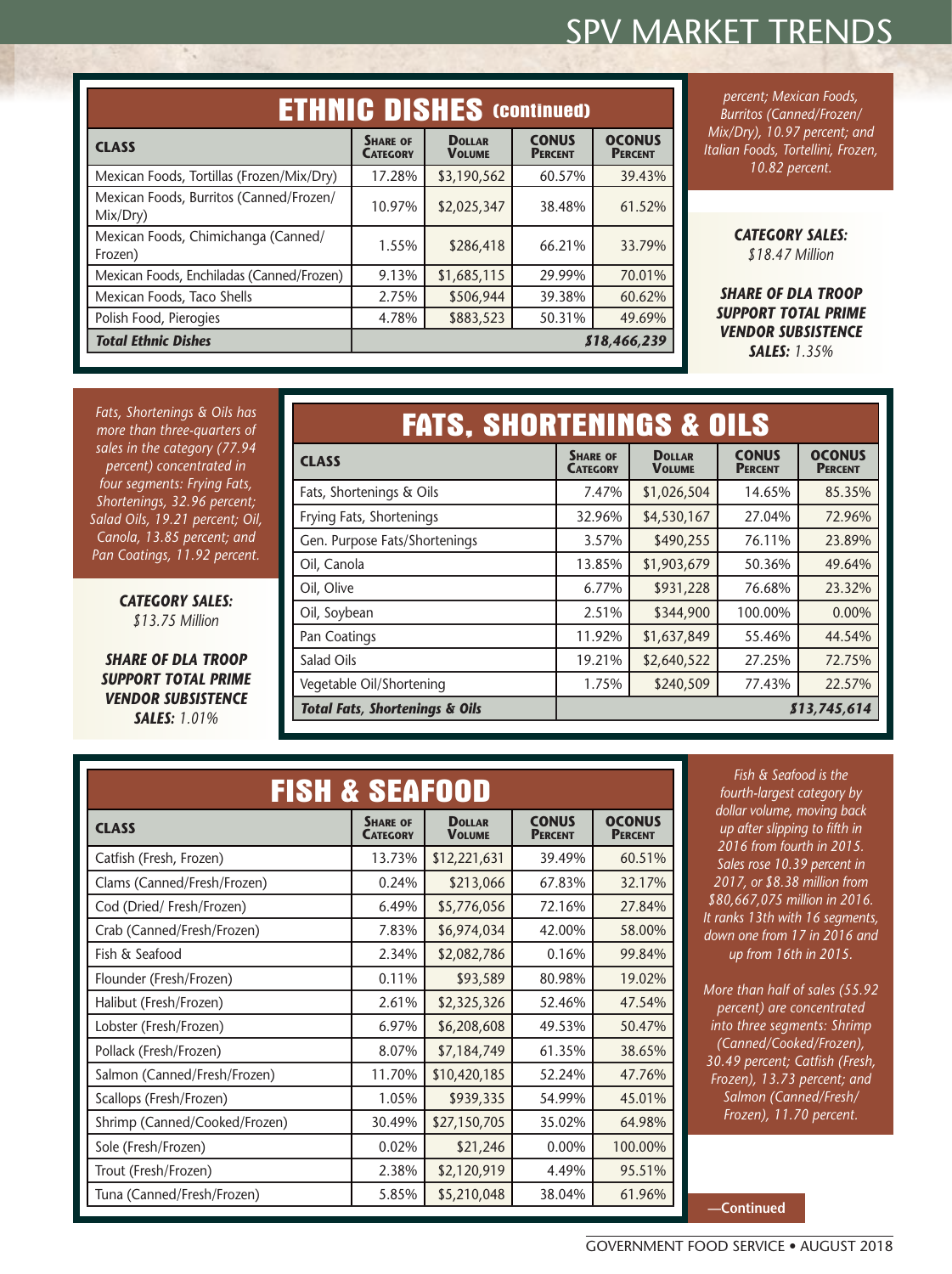## ETHNIC DISHES (continued)

| CLASS | SHARE OF CATEGORY | DOLLAR VOLUME | CONUS PERCENT | OCONUS PERCENT |
|---|---|---|---|---|
| Mexican Foods, Tortillas (Frozen/Mix/Dry) | 17.28% | $3,190,562 | 60.57% | 39.43% |
| Mexican Foods, Burritos (Canned/Frozen/Mix/Dry) | 10.97% | $2,025,347 | 38.48% | 61.52% |
| Mexican Foods, Chimichanga (Canned/Frozen) | 1.55% | $286,418 | 66.21% | 33.79% |
| Mexican Foods, Enchiladas (Canned/Frozen) | 9.13% | $1,685,115 | 29.99% | 70.01% |
| Mexican Foods, Taco Shells | 2.75% | $506,944 | 39.38% | 60.62% |
| Polish Food, Pierogies | 4.78% | $883,523 | 50.31% | 49.69% |
| ***Total Ethnic Dishes*** | | | | ***$18,466,239*** |

*percent; Mexican Foods, Burritos (Canned/Frozen/Mix/Dry), 10.97 percent; and Italian Foods, Tortellini, Frozen, 10.82 percent.*

***CATEGORY SALES:*** *$18.47 Million*

***SHARE OF DLA TROOP SUPPORT TOTAL PRIME VENDOR SUBSISTENCE SALES:*** *1.35%*

## FATS, SHORTENINGS & OILS

*Fats, Shortenings & Oils has more than three-quarters of sales in the category (77.94 percent) concentrated in four segments: Frying Fats, Shortenings, 32.96 percent; Salad Oils, 19.21 percent; Oil, Canola, 13.85 percent; and Pan Coatings, 11.92 percent.*

***CATEGORY SALES:*** *$13.75 Million*

***SHARE OF DLA TROOP SUPPORT TOTAL PRIME VENDOR SUBSISTENCE SALES:*** *1.01%*

| CLASS | SHARE OF CATEGORY | DOLLAR VOLUME | CONUS PERCENT | OCONUS PERCENT |
|---|---|---|---|---|
| Fats, Shortenings & Oils | 7.47% | $1,026,504 | 14.65% | 85.35% |
| Frying Fats, Shortenings | 32.96% | $4,530,167 | 27.04% | 72.96% |
| Gen. Purpose Fats/Shortenings | 3.57% | $490,255 | 76.11% | 23.89% |
| Oil, Canola | 13.85% | $1,903,679 | 50.36% | 49.64% |
| Oil, Olive | 6.77% | $931,228 | 76.68% | 23.32% |
| Oil, Soybean | 2.51% | $344,900 | 100.00% | 0.00% |
| Pan Coatings | 11.92% | $1,637,849 | 55.46% | 44.54% |
| Salad Oils | 19.21% | $2,640,522 | 27.25% | 72.75% |
| Vegetable Oil/Shortening | 1.75% | $240,509 | 77.43% | 22.57% |
| ***Total Fats, Shortenings & Oils*** | | | | ***$13,745,614*** |

## FISH & SEAFOOD

| CLASS | SHARE OF CATEGORY | DOLLAR VOLUME | CONUS PERCENT | OCONUS PERCENT |
|---|---|---|---|---|
| Catfish (Fresh, Frozen) | 13.73% | $12,221,631 | 39.49% | 60.51% |
| Clams (Canned/Fresh/Frozen) | 0.24% | $213,066 | 67.83% | 32.17% |
| Cod (Dried/ Fresh/Frozen) | 6.49% | $5,776,056 | 72.16% | 27.84% |
| Crab (Canned/Fresh/Frozen) | 7.83% | $6,974,034 | 42.00% | 58.00% |
| Fish & Seafood | 2.34% | $2,082,786 | 0.16% | 99.84% |
| Flounder (Fresh/Frozen) | 0.11% | $93,589 | 80.98% | 19.02% |
| Halibut (Fresh/Frozen) | 2.61% | $2,325,326 | 52.46% | 47.54% |
| Lobster (Fresh/Frozen) | 6.97% | $6,208,608 | 49.53% | 50.47% |
| Pollack (Fresh/Frozen) | 8.07% | $7,184,749 | 61.35% | 38.65% |
| Salmon (Canned/Fresh/Frozen) | 11.70% | $10,420,185 | 52.24% | 47.76% |
| Scallops (Fresh/Frozen) | 1.05% | $939,335 | 54.99% | 45.01% |
| Shrimp (Canned/Cooked/Frozen) | 30.49% | $27,150,705 | 35.02% | 64.98% |
| Sole (Fresh/Frozen) | 0.02% | $21,246 | 0.00% | 100.00% |
| Trout (Fresh/Frozen) | 2.38% | $2,120,919 | 4.49% | 95.51% |
| Tuna (Canned/Fresh/Frozen) | 5.85% | $5,210,048 | 38.04% | 61.96% |

*Fish & Seafood is the fourth-largest category by dollar volume, moving back up after slipping to fifth in 2016 from fourth in 2015. Sales rose 10.39 percent in 2017, or $8.38 million from $80,667,075 million in 2016. It ranks 13th with 16 segments, down one from 17 in 2016 and up from 16th in 2015.*

*More than half of sales (55.92 percent) are concentrated into three segments: Shrimp (Canned/Cooked/Frozen), 30.49 percent; Catfish (Fresh, Frozen), 13.73 percent; and Salmon (Canned/Fresh/Frozen), 11.70 percent.*

**—Continued**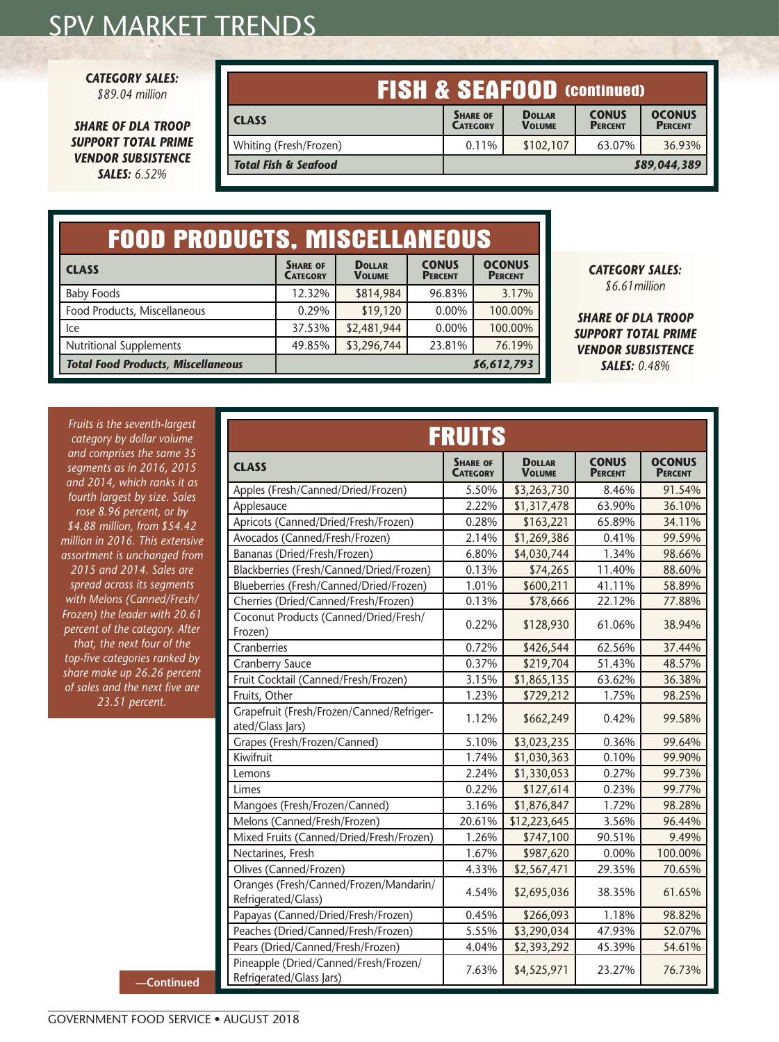# SPV MARKET TRENDS

***CATEGORY SALES:*** *$89.04 million*

***SHARE OF DLA TROOP SUPPORT TOTAL PRIME VENDOR SUBSISTENCE SALES:*** *6.52%*

## FISH & SEAFOOD (continued)

| CLASS | SHARE OF CATEGORY | DOLLAR VOLUME | CONUS PERCENT | OCONUS PERCENT |
|---|---|---|---|---|
| Whiting (Fresh/Frozen) | 0.11% | $102,107 | 63.07% | 36.93% |
| ***Total Fish & Seafood*** | | | | ***$89,044,389*** |

## FOOD PRODUCTS, MISCELLANEOUS

| CLASS | SHARE OF CATEGORY | DOLLAR VOLUME | CONUS PERCENT | OCONUS PERCENT |
|---|---|---|---|---|
| Baby Foods | 12.32% | $814,984 | 96.83% | 3.17% |
| Food Products, Miscellaneous | 0.29% | $19,120 | 0.00% | 100.00% |
| Ice | 37.53% | $2,481,944 | 0.00% | 100.00% |
| Nutritional Supplements | 49.85% | $3,296,744 | 23.81% | 76.19% |
| ***Total Food Products, Miscellaneous*** | | | | ***$6,612,793*** |

***CATEGORY SALES:*** *$6.61million*

***SHARE OF DLA TROOP SUPPORT TOTAL PRIME VENDOR SUBSISTENCE SALES:*** *0.48%*

*Fruits is the seventh-largest category by dollar volume and comprises the same 35 segments as in 2016, 2015 and 2014, which ranks it as fourth largest by size. Sales rose 8.96 percent, or by $4.88 million, from $54.42 million in 2016. This extensive assortment is unchanged from 2015 and 2014. Sales are spread across its segments with Melons (Canned/Fresh/Frozen) the leader with 20.61 percent of the category. After that, the next four of the top-five categories ranked by share make up 26.26 percent of sales and the next five are 23.51 percent.*

## FRUITS

| CLASS | SHARE OF CATEGORY | DOLLAR VOLUME | CONUS PERCENT | OCONUS PERCENT |
|---|---|---|---|---|
| Apples (Fresh/Canned/Dried/Frozen) | 5.50% | $3,263,730 | 8.46% | 91.54% |
| Applesauce | 2.22% | $1,317,478 | 63.90% | 36.10% |
| Apricots (Canned/Dried/Fresh/Frozen) | 0.28% | $163,221 | 65.89% | 34.11% |
| Avocados (Canned/Fresh/Frozen) | 2.14% | $1,269,386 | 0.41% | 99.59% |
| Bananas (Dried/Fresh/Frozen) | 6.80% | $4,030,744 | 1.34% | 98.66% |
| Blackberries (Fresh/Canned/Dried/Frozen) | 0.13% | $74,265 | 11.40% | 88.60% |
| Blueberries (Fresh/Canned/Dried/Frozen) | 1.01% | $600,211 | 41.11% | 58.89% |
| Cherries (Dried/Canned/Fresh/Frozen) | 0.13% | $78,666 | 22.12% | 77.88% |
| Coconut Products (Canned/Dried/Fresh/Frozen) | 0.22% | $128,930 | 61.06% | 38.94% |
| Cranberries | 0.72% | $426,544 | 62.56% | 37.44% |
| Cranberry Sauce | 0.37% | $219,704 | 51.43% | 48.57% |
| Fruit Cocktail (Canned/Fresh/Frozen) | 3.15% | $1,865,135 | 63.62% | 36.38% |
| Fruits, Other | 1.23% | $729,212 | 1.75% | 98.25% |
| Grapefruit (Fresh/Frozen/Canned/Refrigerated/Glass Jars) | 1.12% | $662,249 | 0.42% | 99.58% |
| Grapes (Fresh/Frozen/Canned) | 5.10% | $3,023,235 | 0.36% | 99.64% |
| Kiwifruit | 1.74% | $1,030,363 | 0.10% | 99.90% |
| Lemons | 2.24% | $1,330,053 | 0.27% | 99.73% |
| Limes | 0.22% | $127,614 | 0.23% | 99.77% |
| Mangoes (Fresh/Frozen/Canned) | 3.16% | $1,876,847 | 1.72% | 98.28% |
| Melons (Canned/Fresh/Frozen) | 20.61% | $12,223,645 | 3.56% | 96.44% |
| Mixed Fruits (Canned/Dried/Fresh/Frozen) | 1.26% | $747,100 | 90.51% | 9.49% |
| Nectarines, Fresh | 1.67% | $987,620 | 0.00% | 100.00% |
| Olives (Canned/Frozen) | 4.33% | $2,567,471 | 29.35% | 70.65% |
| Oranges (Fresh/Canned/Frozen/Mandarin/Refrigerated/Glass) | 4.54% | $2,695,036 | 38.35% | 61.65% |
| Papayas (Canned/Dried/Fresh/Frozen) | 0.45% | $266,093 | 1.18% | 98.82% |
| Peaches (Dried/Canned/Fresh/Frozen) | 5.55% | $3,290,034 | 47.93% | 52.07% |
| Pears (Dried/Canned/Fresh/Frozen) | 4.04% | $2,393,292 | 45.39% | 54.61% |
| Pineapple (Dried/Canned/Fresh/Frozen/Refrigerated/Glass Jars) | 7.63% | $4,525,971 | 23.27% | 76.73% |

**—Continued**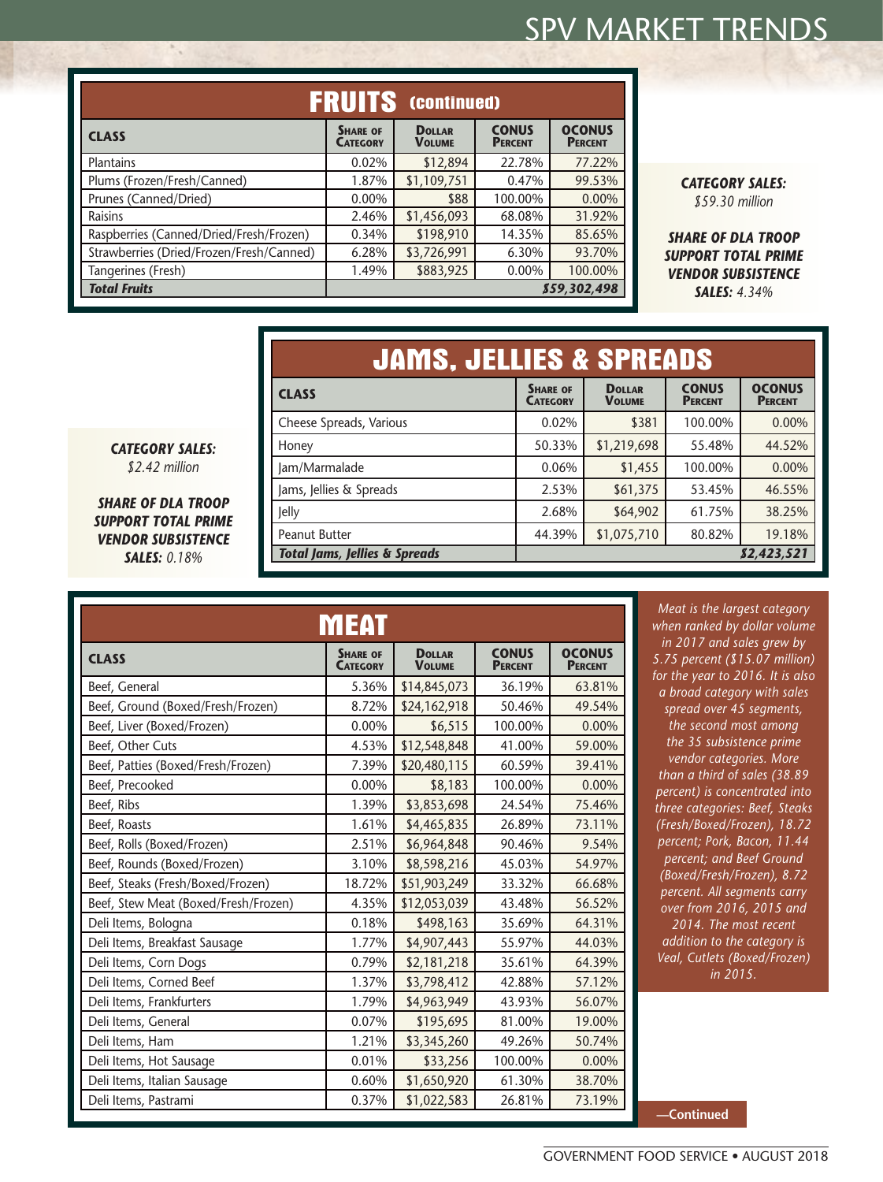## FRUITS (continued)

| CLASS | SHARE OF CATEGORY | DOLLAR VOLUME | CONUS PERCENT | OCONUS PERCENT |
|---|---|---|---|---|
| Plantains | 0.02% | $12,894 | 22.78% | 77.22% |
| Plums (Frozen/Fresh/Canned) | 1.87% | $1,109,751 | 0.47% | 99.53% |
| Prunes (Canned/Dried) | 0.00% | $88 | 100.00% | 0.00% |
| Raisins | 2.46% | $1,456,093 | 68.08% | 31.92% |
| Raspberries (Canned/Dried/Fresh/Frozen) | 0.34% | $198,910 | 14.35% | 85.65% |
| Strawberries (Dried/Frozen/Fresh/Canned) | 6.28% | $3,726,991 | 6.30% | 93.70% |
| Tangerines (Fresh) | 1.49% | $883,925 | 0.00% | 100.00% |
| ***Total Fruits*** | | | | ***$59,302,498*** |

***CATEGORY SALES:*** *$59.30 million*

***SHARE OF DLA TROOP SUPPORT TOTAL PRIME VENDOR SUBSISTENCE SALES:*** *4.34%*

## JAMS, JELLIES & SPREADS

| CLASS | SHARE OF CATEGORY | DOLLAR VOLUME | CONUS PERCENT | OCONUS PERCENT |
|---|---|---|---|---|
| Cheese Spreads, Various | 0.02% | $381 | 100.00% | 0.00% |
| Honey | 50.33% | $1,219,698 | 55.48% | 44.52% |
| Jam/Marmalade | 0.06% | $1,455 | 100.00% | 0.00% |
| Jams, Jellies & Spreads | 2.53% | $61,375 | 53.45% | 46.55% |
| Jelly | 2.68% | $64,902 | 61.75% | 38.25% |
| Peanut Butter | 44.39% | $1,075,710 | 80.82% | 19.18% |
| ***Total Jams, Jellies & Spreads*** | | | | ***$2,423,521*** |

***CATEGORY SALES:*** *$2.42 million*

***SHARE OF DLA TROOP SUPPORT TOTAL PRIME VENDOR SUBSISTENCE SALES:*** *0.18%*

## MEAT

| CLASS | SHARE OF CATEGORY | DOLLAR VOLUME | CONUS PERCENT | OCONUS PERCENT |
|---|---|---|---|---|
| Beef, General | 5.36% | $14,845,073 | 36.19% | 63.81% |
| Beef, Ground (Boxed/Fresh/Frozen) | 8.72% | $24,162,918 | 50.46% | 49.54% |
| Beef, Liver (Boxed/Frozen) | 0.00% | $6,515 | 100.00% | 0.00% |
| Beef, Other Cuts | 4.53% | $12,548,848 | 41.00% | 59.00% |
| Beef, Patties (Boxed/Fresh/Frozen) | 7.39% | $20,480,115 | 60.59% | 39.41% |
| Beef, Precooked | 0.00% | $8,183 | 100.00% | 0.00% |
| Beef, Ribs | 1.39% | $3,853,698 | 24.54% | 75.46% |
| Beef, Roasts | 1.61% | $4,465,835 | 26.89% | 73.11% |
| Beef, Rolls (Boxed/Frozen) | 2.51% | $6,964,848 | 90.46% | 9.54% |
| Beef, Rounds (Boxed/Frozen) | 3.10% | $8,598,216 | 45.03% | 54.97% |
| Beef, Steaks (Fresh/Boxed/Frozen) | 18.72% | $51,903,249 | 33.32% | 66.68% |
| Beef, Stew Meat (Boxed/Fresh/Frozen) | 4.35% | $12,053,039 | 43.48% | 56.52% |
| Deli Items, Bologna | 0.18% | $498,163 | 35.69% | 64.31% |
| Deli Items, Breakfast Sausage | 1.77% | $4,907,443 | 55.97% | 44.03% |
| Deli Items, Corn Dogs | 0.79% | $2,181,218 | 35.61% | 64.39% |
| Deli Items, Corned Beef | 1.37% | $3,798,412 | 42.88% | 57.12% |
| Deli Items, Frankfurters | 1.79% | $4,963,949 | 43.93% | 56.07% |
| Deli Items, General | 0.07% | $195,695 | 81.00% | 19.00% |
| Deli Items, Ham | 1.21% | $3,345,260 | 49.26% | 50.74% |
| Deli Items, Hot Sausage | 0.01% | $33,256 | 100.00% | 0.00% |
| Deli Items, Italian Sausage | 0.60% | $1,650,920 | 61.30% | 38.70% |
| Deli Items, Pastrami | 0.37% | $1,022,583 | 26.81% | 73.19% |

*Meat is the largest category when ranked by dollar volume in 2017 and sales grew by 5.75 percent ($15.07 million) for the year to 2016. It is also a broad category with sales spread over 45 segments, the second most among the 35 subsistence prime vendor categories. More than a third of sales (38.89 percent) is concentrated into three categories: Beef, Steaks (Fresh/Boxed/Frozen), 18.72 percent; Pork, Bacon, 11.44 percent; and Beef Ground (Boxed/Fresh/Frozen), 8.72 percent. All segments carry over from 2016, 2015 and 2014. The most recent addition to the category is Veal, Cutlets (Boxed/Frozen) in 2015.*

**—Continued**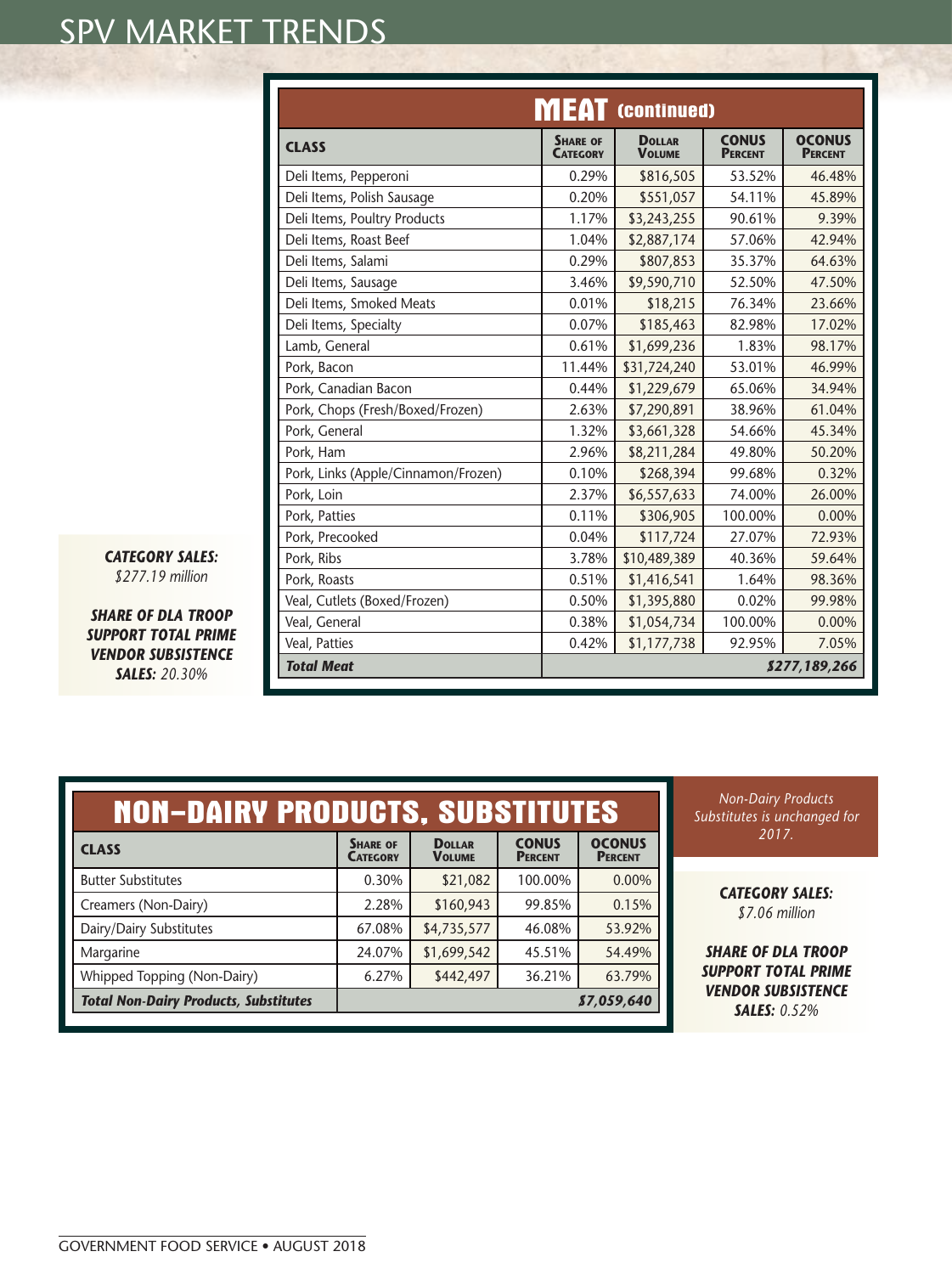## MEAT (continued)

| CLASS | SHARE OF CATEGORY | DOLLAR VOLUME | CONUS PERCENT | OCONUS PERCENT |
|---|---|---|---|---|
| Deli Items, Pepperoni | 0.29% | $816,505 | 53.52% | 46.48% |
| Deli Items, Polish Sausage | 0.20% | $551,057 | 54.11% | 45.89% |
| Deli Items, Poultry Products | 1.17% | $3,243,255 | 90.61% | 9.39% |
| Deli Items, Roast Beef | 1.04% | $2,887,174 | 57.06% | 42.94% |
| Deli Items, Salami | 0.29% | $807,853 | 35.37% | 64.63% |
| Deli Items, Sausage | 3.46% | $9,590,710 | 52.50% | 47.50% |
| Deli Items, Smoked Meats | 0.01% | $18,215 | 76.34% | 23.66% |
| Deli Items, Specialty | 0.07% | $185,463 | 82.98% | 17.02% |
| Lamb, General | 0.61% | $1,699,236 | 1.83% | 98.17% |
| Pork, Bacon | 11.44% | $31,724,240 | 53.01% | 46.99% |
| Pork, Canadian Bacon | 0.44% | $1,229,679 | 65.06% | 34.94% |
| Pork, Chops (Fresh/Boxed/Frozen) | 2.63% | $7,290,891 | 38.96% | 61.04% |
| Pork, General | 1.32% | $3,661,328 | 54.66% | 45.34% |
| Pork, Ham | 2.96% | $8,211,284 | 49.80% | 50.20% |
| Pork, Links (Apple/Cinnamon/Frozen) | 0.10% | $268,394 | 99.68% | 0.32% |
| Pork, Loin | 2.37% | $6,557,633 | 74.00% | 26.00% |
| Pork, Patties | 0.11% | $306,905 | 100.00% | 0.00% |
| Pork, Precooked | 0.04% | $117,724 | 27.07% | 72.93% |
| Pork, Ribs | 3.78% | $10,489,389 | 40.36% | 59.64% |
| Pork, Roasts | 0.51% | $1,416,541 | 1.64% | 98.36% |
| Veal, Cutlets (Boxed/Frozen) | 0.50% | $1,395,880 | 0.02% | 99.98% |
| Veal, General | 0.38% | $1,054,734 | 100.00% | 0.00% |
| Veal, Patties | 0.42% | $1,177,738 | 92.95% | 7.05% |
| ***Total Meat*** | | | | ***$277,189,266*** |

***CATEGORY SALES:*** *$277.19 million*

***SHARE OF DLA TROOP SUPPORT TOTAL PRIME VENDOR SUBSISTENCE SALES:*** *20.30%*

## NON-DAIRY PRODUCTS, SUBSTITUTES

| CLASS | SHARE OF CATEGORY | DOLLAR VOLUME | CONUS PERCENT | OCONUS PERCENT |
|---|---|---|---|---|
| Butter Substitutes | 0.30% | $21,082 | 100.00% | 0.00% |
| Creamers (Non-Dairy) | 2.28% | $160,943 | 99.85% | 0.15% |
| Dairy/Dairy Substitutes | 67.08% | $4,735,577 | 46.08% | 53.92% |
| Margarine | 24.07% | $1,699,542 | 45.51% | 54.49% |
| Whipped Topping (Non-Dairy) | 6.27% | $442,497 | 36.21% | 63.79% |
| ***Total Non-Dairy Products, Substitutes*** | | | | ***$7,059,640*** |

*Non-Dairy Products Substitutes is unchanged for 2017.*

***CATEGORY SALES:*** *$7.06 million*

***SHARE OF DLA TROOP SUPPORT TOTAL PRIME VENDOR SUBSISTENCE SALES:*** *0.52%*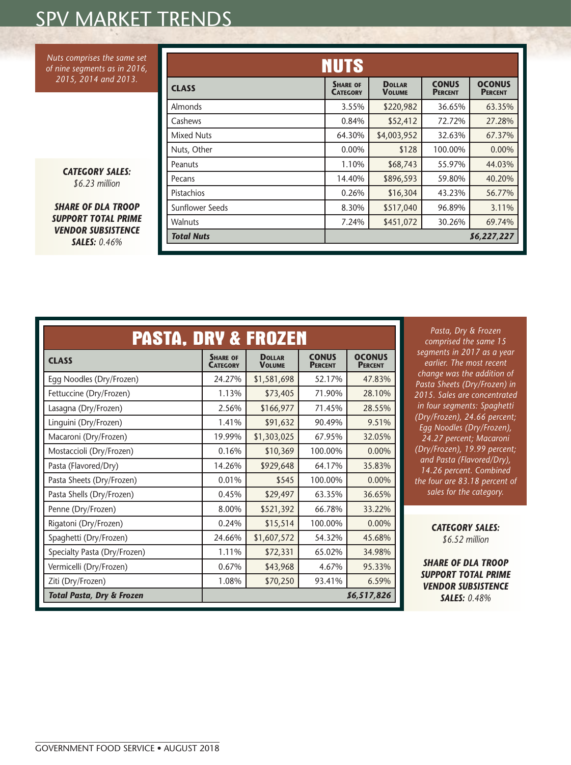# SPV MARKET TRENDS

*Nuts comprises the same set of nine segments as in 2016, 2015, 2014 and 2013.*

***CATEGORY SALES:*** *$6.23 million*

***SHARE OF DLA TROOP SUPPORT TOTAL PRIME VENDOR SUBSISTENCE SALES:*** *0.46%*

## NUTS

| CLASS | SHARE OF CATEGORY | DOLLAR VOLUME | CONUS PERCENT | OCONUS PERCENT |
|---|---|---|---|---|
| Almonds | 3.55% | $220,982 | 36.65% | 63.35% |
| Cashews | 0.84% | $52,412 | 72.72% | 27.28% |
| Mixed Nuts | 64.30% | $4,003,952 | 32.63% | 67.37% |
| Nuts, Other | 0.00% | $128 | 100.00% | 0.00% |
| Peanuts | 1.10% | $68,743 | 55.97% | 44.03% |
| Pecans | 14.40% | $896,593 | 59.80% | 40.20% |
| Pistachios | 0.26% | $16,304 | 43.23% | 56.77% |
| Sunflower Seeds | 8.30% | $517,040 | 96.89% | 3.11% |
| Walnuts | 7.24% | $451,072 | 30.26% | 69.74% |
| ***Total Nuts*** | | | | ***$6,227,227*** |

## PASTA, DRY & FROZEN

| CLASS | SHARE OF CATEGORY | DOLLAR VOLUME | CONUS PERCENT | OCONUS PERCENT |
|---|---|---|---|---|
| Egg Noodles (Dry/Frozen) | 24.27% | $1,581,698 | 52.17% | 47.83% |
| Fettuccine (Dry/Frozen) | 1.13% | $73,405 | 71.90% | 28.10% |
| Lasagna (Dry/Frozen) | 2.56% | $166,977 | 71.45% | 28.55% |
| Linguini (Dry/Frozen) | 1.41% | $91,632 | 90.49% | 9.51% |
| Macaroni (Dry/Frozen) | 19.99% | $1,303,025 | 67.95% | 32.05% |
| Mostacciolli (Dry/Frozen) | 0.16% | $10,369 | 100.00% | 0.00% |
| Pasta (Flavored/Dry) | 14.26% | $929,648 | 64.17% | 35.83% |
| Pasta Sheets (Dry/Frozen) | 0.01% | $545 | 100.00% | 0.00% |
| Pasta Shells (Dry/Frozen) | 0.45% | $29,497 | 63.35% | 36.65% |
| Penne (Dry/Frozen) | 8.00% | $521,392 | 66.78% | 33.22% |
| Rigatoni (Dry/Frozen) | 0.24% | $15,514 | 100.00% | 0.00% |
| Spaghetti (Dry/Frozen) | 24.66% | $1,607,572 | 54.32% | 45.68% |
| Specialty Pasta (Dry/Frozen) | 1.11% | $72,331 | 65.02% | 34.98% |
| Vermicelli (Dry/Frozen) | 0.67% | $43,968 | 4.67% | 95.33% |
| Ziti (Dry/Frozen) | 1.08% | $70,250 | 93.41% | 6.59% |
| ***Total Pasta, Dry & Frozen*** | | | | ***$6,517,826*** |

*Pasta, Dry & Frozen comprised the same 15 segments in 2017 as a year earlier. The most recent change was the addition of Pasta Sheets (Dry/Frozen) in 2015. Sales are concentrated in four segments: Spaghetti (Dry/Frozen), 24.66 percent; Egg Noodles (Dry/Frozen), 24.27 percent; Macaroni (Dry/Frozen), 19.99 percent; and Pasta (Flavored/Dry), 14.26 percent. Combined the four are 83.18 percent of sales for the category.*

***CATEGORY SALES:*** *$6.52 million*

***SHARE OF DLA TROOP SUPPORT TOTAL PRIME VENDOR SUBSISTENCE SALES:*** *0.48%*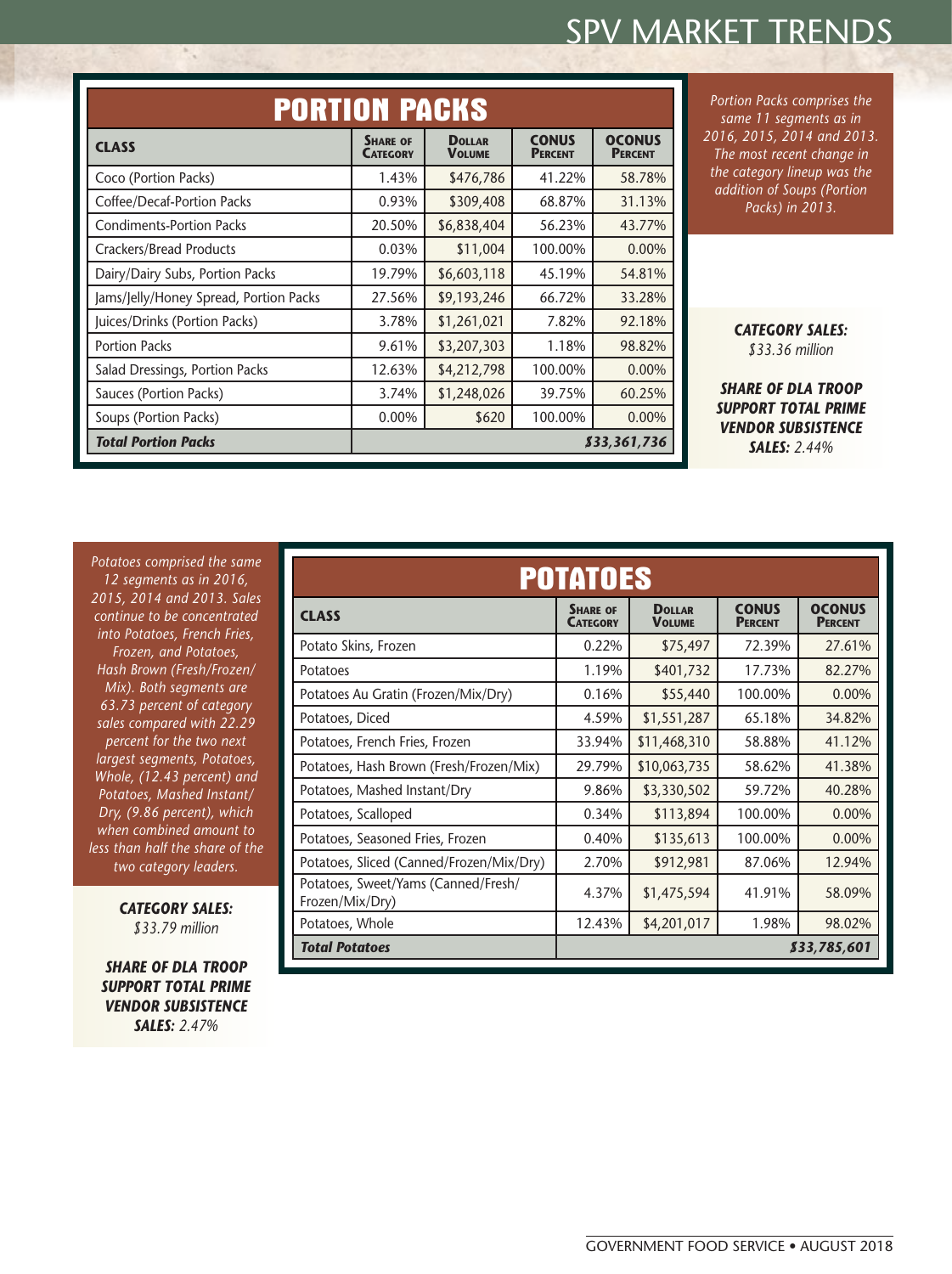## PORTION PACKS

| CLASS | SHARE OF CATEGORY | DOLLAR VOLUME | CONUS PERCENT | OCONUS PERCENT |
|---|---|---|---|---|
| Coco (Portion Packs) | 1.43% | $476,786 | 41.22% | 58.78% |
| Coffee/Decaf-Portion Packs | 0.93% | $309,408 | 68.87% | 31.13% |
| Condiments-Portion Packs | 20.50% | $6,838,404 | 56.23% | 43.77% |
| Crackers/Bread Products | 0.03% | $11,004 | 100.00% | 0.00% |
| Dairy/Dairy Subs, Portion Packs | 19.79% | $6,603,118 | 45.19% | 54.81% |
| Jams/Jelly/Honey Spread, Portion Packs | 27.56% | $9,193,246 | 66.72% | 33.28% |
| Juices/Drinks (Portion Packs) | 3.78% | $1,261,021 | 7.82% | 92.18% |
| Portion Packs | 9.61% | $3,207,303 | 1.18% | 98.82% |
| Salad Dressings, Portion Packs | 12.63% | $4,212,798 | 100.00% | 0.00% |
| Sauces (Portion Packs) | 3.74% | $1,248,026 | 39.75% | 60.25% |
| Soups (Portion Packs) | 0.00% | $620 | 100.00% | 0.00% |
| ***Total Portion Packs*** | | | | ***$33,361,736*** |

*Portion Packs comprises the same 11 segments as in 2016, 2015, 2014 and 2013. The most recent change in the category lineup was the addition of Soups (Portion Packs) in 2013.*

***CATEGORY SALES:*** *$33.36 million*

***SHARE OF DLA TROOP SUPPORT TOTAL PRIME VENDOR SUBSISTENCE SALES:*** *2.44%*

## POTATOES

*Potatoes comprised the same 12 segments as in 2016, 2015, 2014 and 2013. Sales continue to be concentrated into Potatoes, French Fries, Frozen, and Potatoes, Hash Brown (Fresh/Frozen/Mix). Both segments are 63.73 percent of category sales compared with 22.29 percent for the two next largest segments, Potatoes, Whole, (12.43 percent) and Potatoes, Mashed Instant/Dry, (9.86 percent), which when combined amount to less than half the share of the two category leaders.*

***CATEGORY SALES:*** *$33.79 million*

***SHARE OF DLA TROOP SUPPORT TOTAL PRIME VENDOR SUBSISTENCE SALES:*** *2.47%*

| CLASS | SHARE OF CATEGORY | DOLLAR VOLUME | CONUS PERCENT | OCONUS PERCENT |
|---|---|---|---|---|
| Potato Skins, Frozen | 0.22% | $75,497 | 72.39% | 27.61% |
| Potatoes | 1.19% | $401,732 | 17.73% | 82.27% |
| Potatoes Au Gratin (Frozen/Mix/Dry) | 0.16% | $55,440 | 100.00% | 0.00% |
| Potatoes, Diced | 4.59% | $1,551,287 | 65.18% | 34.82% |
| Potatoes, French Fries, Frozen | 33.94% | $11,468,310 | 58.88% | 41.12% |
| Potatoes, Hash Brown (Fresh/Frozen/Mix) | 29.79% | $10,063,735 | 58.62% | 41.38% |
| Potatoes, Mashed Instant/Dry | 9.86% | $3,330,502 | 59.72% | 40.28% |
| Potatoes, Scalloped | 0.34% | $113,894 | 100.00% | 0.00% |
| Potatoes, Seasoned Fries, Frozen | 0.40% | $135,613 | 100.00% | 0.00% |
| Potatoes, Sliced (Canned/Frozen/Mix/Dry) | 2.70% | $912,981 | 87.06% | 12.94% |
| Potatoes, Sweet/Yams (Canned/Fresh/Frozen/Mix/Dry) | 4.37% | $1,475,594 | 41.91% | 58.09% |
| Potatoes, Whole | 12.43% | $4,201,017 | 1.98% | 98.02% |
| ***Total Potatoes*** | | | | ***$33,785,601*** |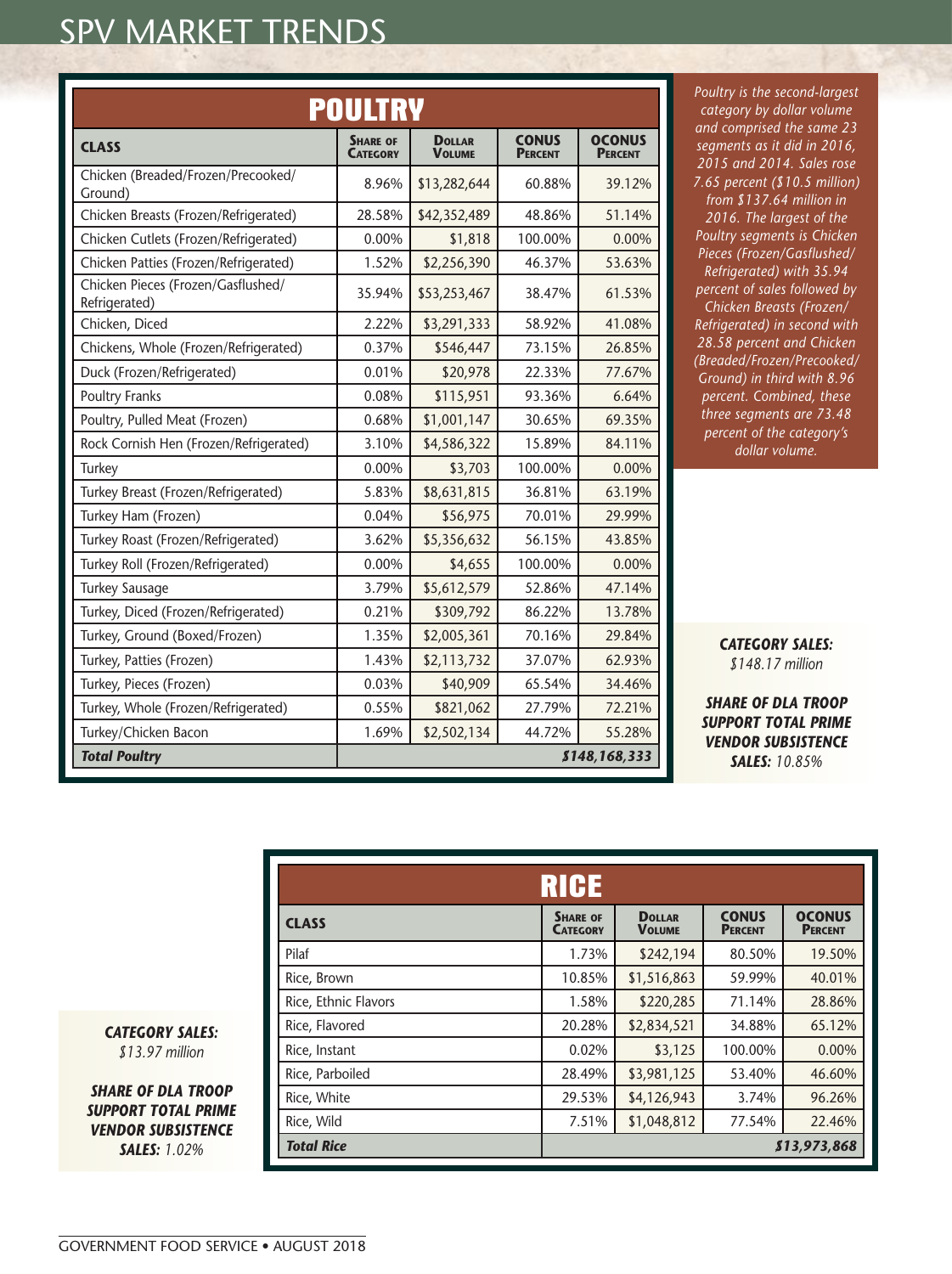# SPV MARKET TRENDS

## POULTRY

| CLASS | SHARE OF CATEGORY | DOLLAR VOLUME | CONUS PERCENT | OCONUS PERCENT |
|---|---|---|---|---|
| Chicken (Breaded/Frozen/Precooked/Ground) | 8.96% | $13,282,644 | 60.88% | 39.12% |
| Chicken Breasts (Frozen/Refrigerated) | 28.58% | $42,352,489 | 48.86% | 51.14% |
| Chicken Cutlets (Frozen/Refrigerated) | 0.00% | $1,818 | 100.00% | 0.00% |
| Chicken Patties (Frozen/Refrigerated) | 1.52% | $2,256,390 | 46.37% | 53.63% |
| Chicken Pieces (Frozen/Gasflushed/Refrigerated) | 35.94% | $53,253,467 | 38.47% | 61.53% |
| Chicken, Diced | 2.22% | $3,291,333 | 58.92% | 41.08% |
| Chickens, Whole (Frozen/Refrigerated) | 0.37% | $546,447 | 73.15% | 26.85% |
| Duck (Frozen/Refrigerated) | 0.01% | $20,978 | 22.33% | 77.67% |
| Poultry Franks | 0.08% | $115,951 | 93.36% | 6.64% |
| Poultry, Pulled Meat (Frozen) | 0.68% | $1,001,147 | 30.65% | 69.35% |
| Rock Cornish Hen (Frozen/Refrigerated) | 3.10% | $4,586,322 | 15.89% | 84.11% |
| Turkey | 0.00% | $3,703 | 100.00% | 0.00% |
| Turkey Breast (Frozen/Refrigerated) | 5.83% | $8,631,815 | 36.81% | 63.19% |
| Turkey Ham (Frozen) | 0.04% | $56,975 | 70.01% | 29.99% |
| Turkey Roast (Frozen/Refrigerated) | 3.62% | $5,356,632 | 56.15% | 43.85% |
| Turkey Roll (Frozen/Refrigerated) | 0.00% | $4,655 | 100.00% | 0.00% |
| Turkey Sausage | 3.79% | $5,612,579 | 52.86% | 47.14% |
| Turkey, Diced (Frozen/Refrigerated) | 0.21% | $309,792 | 86.22% | 13.78% |
| Turkey, Ground (Boxed/Frozen) | 1.35% | $2,005,361 | 70.16% | 29.84% |
| Turkey, Patties (Frozen) | 1.43% | $2,113,732 | 37.07% | 62.93% |
| Turkey, Pieces (Frozen) | 0.03% | $40,909 | 65.54% | 34.46% |
| Turkey, Whole (Frozen/Refrigerated) | 0.55% | $821,062 | 27.79% | 72.21% |
| Turkey/Chicken Bacon | 1.69% | $2,502,134 | 44.72% | 55.28% |
| ***Total Poultry*** | | | | ***$148,168,333*** |

*Poultry is the second-largest category by dollar volume and comprised the same 23 segments as it did in 2016, 2015 and 2014. Sales rose 7.65 percent ($10.5 million) from $137.64 million in 2016. The largest of the Poultry segments is Chicken Pieces (Frozen/Gasflushed/Refrigerated) with 35.94 percent of sales followed by Chicken Breasts (Frozen/Refrigerated) in second with 28.58 percent and Chicken (Breaded/Frozen/Precooked/Ground) in third with 8.96 percent. Combined, these three segments are 73.48 percent of the category's dollar volume.*

***CATEGORY SALES:*** *$148.17 million*

***SHARE OF DLA TROOP SUPPORT TOTAL PRIME VENDOR SUBSISTENCE SALES:*** *10.85%*

## RICE

| CLASS | SHARE OF CATEGORY | DOLLAR VOLUME | CONUS PERCENT | OCONUS PERCENT |
|---|---|---|---|---|
| Pilaf | 1.73% | $242,194 | 80.50% | 19.50% |
| Rice, Brown | 10.85% | $1,516,863 | 59.99% | 40.01% |
| Rice, Ethnic Flavors | 1.58% | $220,285 | 71.14% | 28.86% |
| Rice, Flavored | 20.28% | $2,834,521 | 34.88% | 65.12% |
| Rice, Instant | 0.02% | $3,125 | 100.00% | 0.00% |
| Rice, Parboiled | 28.49% | $3,981,125 | 53.40% | 46.60% |
| Rice, White | 29.53% | $4,126,943 | 3.74% | 96.26% |
| Rice, Wild | 7.51% | $1,048,812 | 77.54% | 22.46% |
| ***Total Rice*** | | | | ***$13,973,868*** |

***CATEGORY SALES:*** *$13.97 million*

***SHARE OF DLA TROOP SUPPORT TOTAL PRIME VENDOR SUBSISTENCE SALES:*** *1.02%*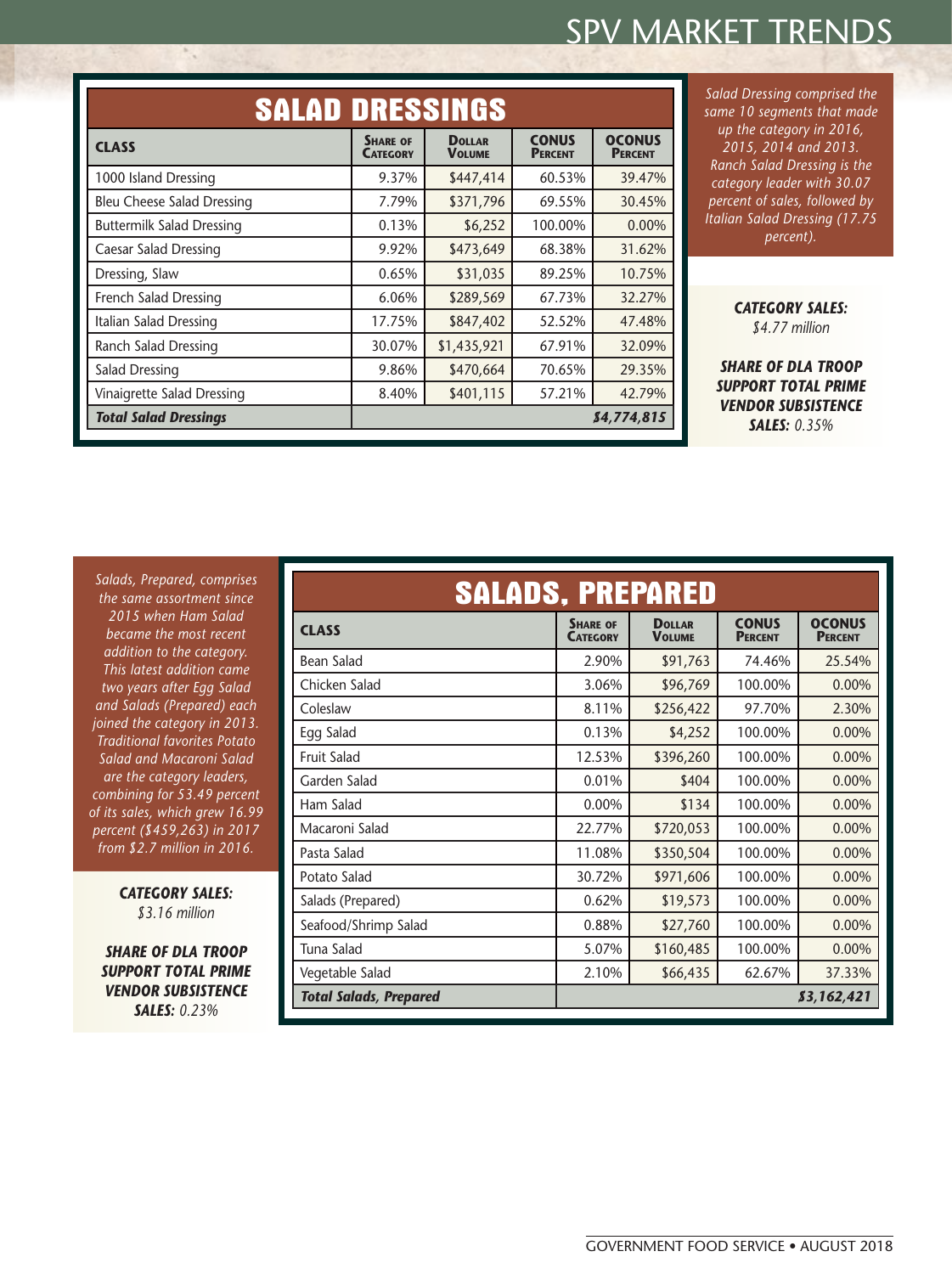## SALAD DRESSINGS

| CLASS | SHARE OF CATEGORY | DOLLAR VOLUME | CONUS PERCENT | OCONUS PERCENT |
|---|---|---|---|---|
| 1000 Island Dressing | 9.37% | $447,414 | 60.53% | 39.47% |
| Bleu Cheese Salad Dressing | 7.79% | $371,796 | 69.55% | 30.45% |
| Buttermilk Salad Dressing | 0.13% | $6,252 | 100.00% | 0.00% |
| Caesar Salad Dressing | 9.92% | $473,649 | 68.38% | 31.62% |
| Dressing, Slaw | 0.65% | $31,035 | 89.25% | 10.75% |
| French Salad Dressing | 6.06% | $289,569 | 67.73% | 32.27% |
| Italian Salad Dressing | 17.75% | $847,402 | 52.52% | 47.48% |
| Ranch Salad Dressing | 30.07% | $1,435,921 | 67.91% | 32.09% |
| Salad Dressing | 9.86% | $470,664 | 70.65% | 29.35% |
| Vinaigrette Salad Dressing | 8.40% | $401,115 | 57.21% | 42.79% |
| ***Total Salad Dressings*** | | | | ***$4,774,815*** |

*Salad Dressing comprised the same 10 segments that made up the category in 2016, 2015, 2014 and 2013. Ranch Salad Dressing is the category leader with 30.07 percent of sales, followed by Italian Salad Dressing (17.75 percent).*

***CATEGORY SALES:*** *$4.77 million*

***SHARE OF DLA TROOP SUPPORT TOTAL PRIME VENDOR SUBSISTENCE SALES:*** *0.35%*

## SALADS, PREPARED

*Salads, Prepared, comprises the same assortment since 2015 when Ham Salad became the most recent addition to the category. This latest addition came two years after Egg Salad and Salads (Prepared) each joined the category in 2013. Traditional favorites Potato Salad and Macaroni Salad are the category leaders, combining for 53.49 percent of its sales, which grew 16.99 percent ($459,263) in 2017 from $2.7 million in 2016.*

***CATEGORY SALES:*** *$3.16 million*

***SHARE OF DLA TROOP SUPPORT TOTAL PRIME VENDOR SUBSISTENCE SALES:*** *0.23%*

| CLASS | SHARE OF CATEGORY | DOLLAR VOLUME | CONUS PERCENT | OCONUS PERCENT |
|---|---|---|---|---|
| Bean Salad | 2.90% | $91,763 | 74.46% | 25.54% |
| Chicken Salad | 3.06% | $96,769 | 100.00% | 0.00% |
| Coleslaw | 8.11% | $256,422 | 97.70% | 2.30% |
| Egg Salad | 0.13% | $4,252 | 100.00% | 0.00% |
| Fruit Salad | 12.53% | $396,260 | 100.00% | 0.00% |
| Garden Salad | 0.01% | $404 | 100.00% | 0.00% |
| Ham Salad | 0.00% | $134 | 100.00% | 0.00% |
| Macaroni Salad | 22.77% | $720,053 | 100.00% | 0.00% |
| Pasta Salad | 11.08% | $350,504 | 100.00% | 0.00% |
| Potato Salad | 30.72% | $971,606 | 100.00% | 0.00% |
| Salads (Prepared) | 0.62% | $19,573 | 100.00% | 0.00% |
| Seafood/Shrimp Salad | 0.88% | $27,760 | 100.00% | 0.00% |
| Tuna Salad | 5.07% | $160,485 | 100.00% | 0.00% |
| Vegetable Salad | 2.10% | $66,435 | 62.67% | 37.33% |
| ***Total Salads, Prepared*** | | | | ***$3,162,421*** |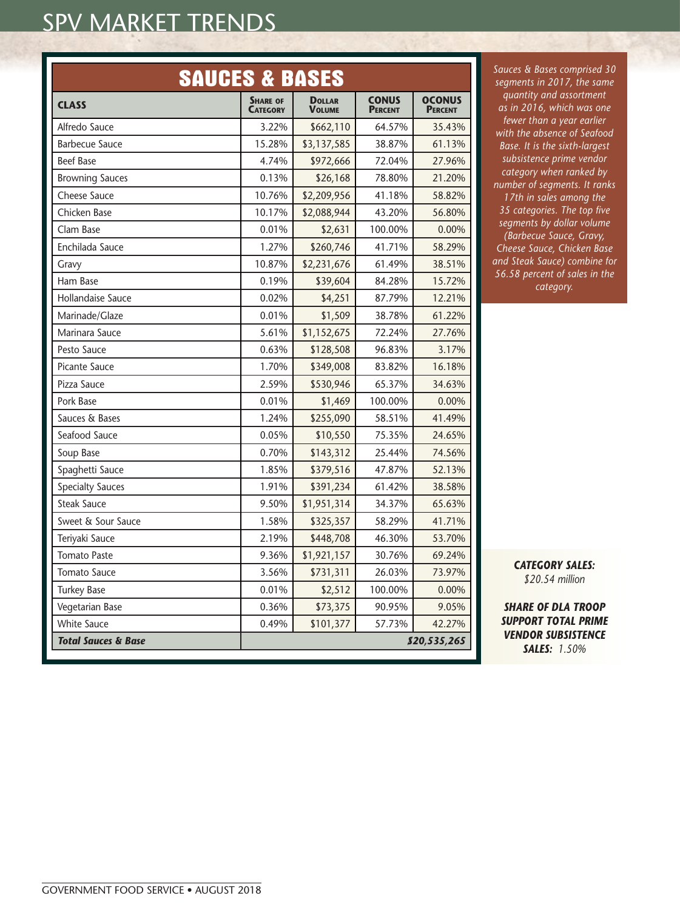## SPV MARKET TRENDS

### SAUCES & BASES

| CLASS | SHARE OF CATEGORY | DOLLAR VOLUME | CONUS PERCENT | OCONUS PERCENT |
|---|---|---|---|---|
| Alfredo Sauce | 3.22% | $662,110 | 64.57% | 35.43% |
| Barbecue Sauce | 15.28% | $3,137,585 | 38.87% | 61.13% |
| Beef Base | 4.74% | $972,666 | 72.04% | 27.96% |
| Browning Sauces | 0.13% | $26,168 | 78.80% | 21.20% |
| Cheese Sauce | 10.76% | $2,209,956 | 41.18% | 58.82% |
| Chicken Base | 10.17% | $2,088,944 | 43.20% | 56.80% |
| Clam Base | 0.01% | $2,631 | 100.00% | 0.00% |
| Enchilada Sauce | 1.27% | $260,746 | 41.71% | 58.29% |
| Gravy | 10.87% | $2,231,676 | 61.49% | 38.51% |
| Ham Base | 0.19% | $39,604 | 84.28% | 15.72% |
| Hollandaise Sauce | 0.02% | $4,251 | 87.79% | 12.21% |
| Marinade/Glaze | 0.01% | $1,509 | 38.78% | 61.22% |
| Marinara Sauce | 5.61% | $1,152,675 | 72.24% | 27.76% |
| Pesto Sauce | 0.63% | $128,508 | 96.83% | 3.17% |
| Picante Sauce | 1.70% | $349,008 | 83.82% | 16.18% |
| Pizza Sauce | 2.59% | $530,946 | 65.37% | 34.63% |
| Pork Base | 0.01% | $1,469 | 100.00% | 0.00% |
| Sauces & Bases | 1.24% | $255,090 | 58.51% | 41.49% |
| Seafood Sauce | 0.05% | $10,550 | 75.35% | 24.65% |
| Soup Base | 0.70% | $143,312 | 25.44% | 74.56% |
| Spaghetti Sauce | 1.85% | $379,516 | 47.87% | 52.13% |
| Specialty Sauces | 1.91% | $391,234 | 61.42% | 38.58% |
| Steak Sauce | 9.50% | $1,951,314 | 34.37% | 65.63% |
| Sweet & Sour Sauce | 1.58% | $325,357 | 58.29% | 41.71% |
| Teriyaki Sauce | 2.19% | $448,708 | 46.30% | 53.70% |
| Tomato Paste | 9.36% | $1,921,157 | 30.76% | 69.24% |
| Tomato Sauce | 3.56% | $731,311 | 26.03% | 73.97% |
| Turkey Base | 0.01% | $2,512 | 100.00% | 0.00% |
| Vegetarian Base | 0.36% | $73,375 | 90.95% | 9.05% |
| White Sauce | 0.49% | $101,377 | 57.73% | 42.27% |
| ***Total Sauces & Base*** | | | | ***$20,535,265*** |

*Sauces & Bases comprised 30 segments in 2017, the same quantity and assortment as in 2016, which was one fewer than a year earlier with the absence of Seafood Base. It is the sixth-largest subsistence prime vendor category when ranked by number of segments. It ranks 17th in sales among the 35 categories. The top five segments by dollar volume (Barbecue Sauce, Gravy, Cheese Sauce, Chicken Base and Steak Sauce) combine for 56.58 percent of sales in the category.*

***CATEGORY SALES:*** *$20.54 million*

***SHARE OF DLA TROOP SUPPORT TOTAL PRIME VENDOR SUBSISTENCE SALES:*** *1.50%*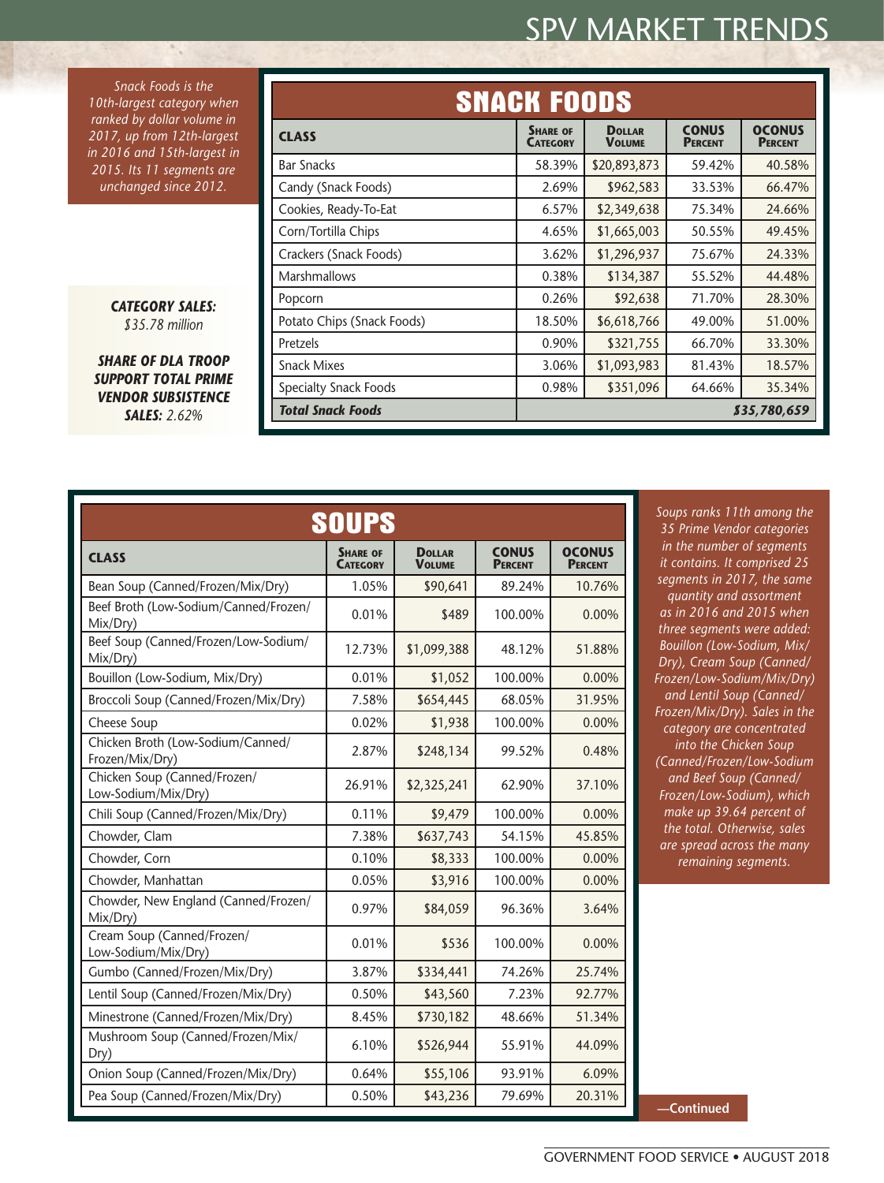*Snack Foods is the 10th-largest category when ranked by dollar volume in 2017, up from 12th-largest in 2016 and 15th-largest in 2015. Its 11 segments are unchanged since 2012.*

***CATEGORY SALES:*** *$35.78 million*

***SHARE OF DLA TROOP SUPPORT TOTAL PRIME VENDOR SUBSISTENCE SALES:*** *2.62%*

## SNACK FOODS

| CLASS | SHARE OF CATEGORY | DOLLAR VOLUME | CONUS PERCENT | OCONUS PERCENT |
|---|---|---|---|---|
| Bar Snacks | 58.39% | $20,893,873 | 59.42% | 40.58% |
| Candy (Snack Foods) | 2.69% | $962,583 | 33.53% | 66.47% |
| Cookies, Ready-To-Eat | 6.57% | $2,349,638 | 75.34% | 24.66% |
| Corn/Tortilla Chips | 4.65% | $1,665,003 | 50.55% | 49.45% |
| Crackers (Snack Foods) | 3.62% | $1,296,937 | 75.67% | 24.33% |
| Marshmallows | 0.38% | $134,387 | 55.52% | 44.48% |
| Popcorn | 0.26% | $92,638 | 71.70% | 28.30% |
| Potato Chips (Snack Foods) | 18.50% | $6,618,766 | 49.00% | 51.00% |
| Pretzels | 0.90% | $321,755 | 66.70% | 33.30% |
| Snack Mixes | 3.06% | $1,093,983 | 81.43% | 18.57% |
| Specialty Snack Foods | 0.98% | $351,096 | 64.66% | 35.34% |
| ***Total Snack Foods*** | | | | ***$35,780,659*** |

## SOUPS

| CLASS | SHARE OF CATEGORY | DOLLAR VOLUME | CONUS PERCENT | OCONUS PERCENT |
|---|---|---|---|---|
| Bean Soup (Canned/Frozen/Mix/Dry) | 1.05% | $90,641 | 89.24% | 10.76% |
| Beef Broth (Low-Sodium/Canned/Frozen/Mix/Dry) | 0.01% | $489 | 100.00% | 0.00% |
| Beef Soup (Canned/Frozen/Low-Sodium/Mix/Dry) | 12.73% | $1,099,388 | 48.12% | 51.88% |
| Bouillon (Low-Sodium, Mix/Dry) | 0.01% | $1,052 | 100.00% | 0.00% |
| Broccoli Soup (Canned/Frozen/Mix/Dry) | 7.58% | $654,445 | 68.05% | 31.95% |
| Cheese Soup | 0.02% | $1,938 | 100.00% | 0.00% |
| Chicken Broth (Low-Sodium/Canned/Frozen/Mix/Dry) | 2.87% | $248,134 | 99.52% | 0.48% |
| Chicken Soup (Canned/Frozen/Low-Sodium/Mix/Dry) | 26.91% | $2,325,241 | 62.90% | 37.10% |
| Chili Soup (Canned/Frozen/Mix/Dry) | 0.11% | $9,479 | 100.00% | 0.00% |
| Chowder, Clam | 7.38% | $637,743 | 54.15% | 45.85% |
| Chowder, Corn | 0.10% | $8,333 | 100.00% | 0.00% |
| Chowder, Manhattan | 0.05% | $3,916 | 100.00% | 0.00% |
| Chowder, New England (Canned/Frozen/Mix/Dry) | 0.97% | $84,059 | 96.36% | 3.64% |
| Cream Soup (Canned/Frozen/Low-Sodium/Mix/Dry) | 0.01% | $536 | 100.00% | 0.00% |
| Gumbo (Canned/Frozen/Mix/Dry) | 3.87% | $334,441 | 74.26% | 25.74% |
| Lentil Soup (Canned/Frozen/Mix/Dry) | 0.50% | $43,560 | 7.23% | 92.77% |
| Minestrone (Canned/Frozen/Mix/Dry) | 8.45% | $730,182 | 48.66% | 51.34% |
| Mushroom Soup (Canned/Frozen/Mix/Dry) | 6.10% | $526,944 | 55.91% | 44.09% |
| Onion Soup (Canned/Frozen/Mix/Dry) | 0.64% | $55,106 | 93.91% | 6.09% |
| Pea Soup (Canned/Frozen/Mix/Dry) | 0.50% | $43,236 | 79.69% | 20.31% |

*Soups ranks 11th among the 35 Prime Vendor categories in the number of segments it contains. It comprised 25 segments in 2017, the same quantity and assortment as in 2016 and 2015 when three segments were added: Bouillon (Low-Sodium, Mix/Dry), Cream Soup (Canned/Frozen/Low-Sodium/Mix/Dry) and Lentil Soup (Canned/Frozen/Mix/Dry). Sales in the category are concentrated into the Chicken Soup (Canned/Frozen/Low-Sodium and Beef Soup (Canned/Frozen/Low-Sodium), which make up 39.64 percent of the total. Otherwise, sales are spread across the many remaining segments.*

**—Continued**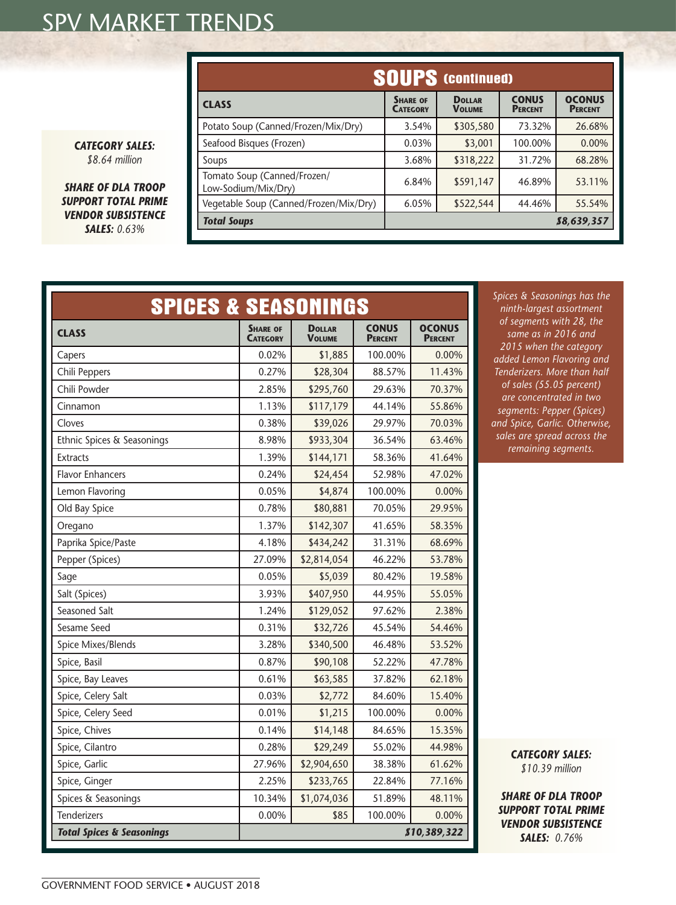## SOUPS (continued)

*CATEGORY SALES:* *$8.64 million*

*SHARE OF DLA TROOP SUPPORT TOTAL PRIME VENDOR SUBSISTENCE SALES:* *0.63%*

| CLASS | SHARE OF CATEGORY | DOLLAR VOLUME | CONUS PERCENT | OCONUS PERCENT |
|---|---|---|---|---|
| Potato Soup (Canned/Frozen/Mix/Dry) | 3.54% | $305,580 | 73.32% | 26.68% |
| Seafood Bisques (Frozen) | 0.03% | $3,001 | 100.00% | 0.00% |
| Soups | 3.68% | $318,222 | 31.72% | 68.28% |
| Tomato Soup (Canned/Frozen/ Low-Sodium/Mix/Dry) | 6.84% | $591,147 | 46.89% | 53.11% |
| Vegetable Soup (Canned/Frozen/Mix/Dry) | 6.05% | $522,544 | 44.46% | 55.54% |
| ***Total Soups*** | | | | ***$8,639,357*** |

## SPICES & SEASONINGS

*Spices & Seasonings has the ninth-largest assortment of segments with 28, the same as in 2016 and 2015 when the category added Lemon Flavoring and Tenderizers. More than half of sales (55.05 percent) are concentrated in two segments: Pepper (Spices) and Spice, Garlic. Otherwise, sales are spread across the remaining segments.*

| CLASS | SHARE OF CATEGORY | DOLLAR VOLUME | CONUS PERCENT | OCONUS PERCENT |
|---|---|---|---|---|
| Capers | 0.02% | $1,885 | 100.00% | 0.00% |
| Chili Peppers | 0.27% | $28,304 | 88.57% | 11.43% |
| Chili Powder | 2.85% | $295,760 | 29.63% | 70.37% |
| Cinnamon | 1.13% | $117,179 | 44.14% | 55.86% |
| Cloves | 0.38% | $39,026 | 29.97% | 70.03% |
| Ethnic Spices & Seasonings | 8.98% | $933,304 | 36.54% | 63.46% |
| Extracts | 1.39% | $144,171 | 58.36% | 41.64% |
| Flavor Enhancers | 0.24% | $24,454 | 52.98% | 47.02% |
| Lemon Flavoring | 0.05% | $4,874 | 100.00% | 0.00% |
| Old Bay Spice | 0.78% | $80,881 | 70.05% | 29.95% |
| Oregano | 1.37% | $142,307 | 41.65% | 58.35% |
| Paprika Spice/Paste | 4.18% | $434,242 | 31.31% | 68.69% |
| Pepper (Spices) | 27.09% | $2,814,054 | 46.22% | 53.78% |
| Sage | 0.05% | $5,039 | 80.42% | 19.58% |
| Salt (Spices) | 3.93% | $407,950 | 44.95% | 55.05% |
| Seasoned Salt | 1.24% | $129,052 | 97.62% | 2.38% |
| Sesame Seed | 0.31% | $32,726 | 45.54% | 54.46% |
| Spice Mixes/Blends | 3.28% | $340,500 | 46.48% | 53.52% |
| Spice, Basil | 0.87% | $90,108 | 52.22% | 47.78% |
| Spice, Bay Leaves | 0.61% | $63,585 | 37.82% | 62.18% |
| Spice, Celery Salt | 0.03% | $2,772 | 84.60% | 15.40% |
| Spice, Celery Seed | 0.01% | $1,215 | 100.00% | 0.00% |
| Spice, Chives | 0.14% | $14,148 | 84.65% | 15.35% |
| Spice, Cilantro | 0.28% | $29,249 | 55.02% | 44.98% |
| Spice, Garlic | 27.96% | $2,904,650 | 38.38% | 61.62% |
| Spice, Ginger | 2.25% | $233,765 | 22.84% | 77.16% |
| Spices & Seasonings | 10.34% | $1,074,036 | 51.89% | 48.11% |
| Tenderizers | 0.00% | $85 | 100.00% | 0.00% |
| ***Total Spices & Seasonings*** | | | | ***$10,389,322*** |

*CATEGORY SALES:* *$10.39 million*

*SHARE OF DLA TROOP SUPPORT TOTAL PRIME VENDOR SUBSISTENCE SALES:* *0.76%*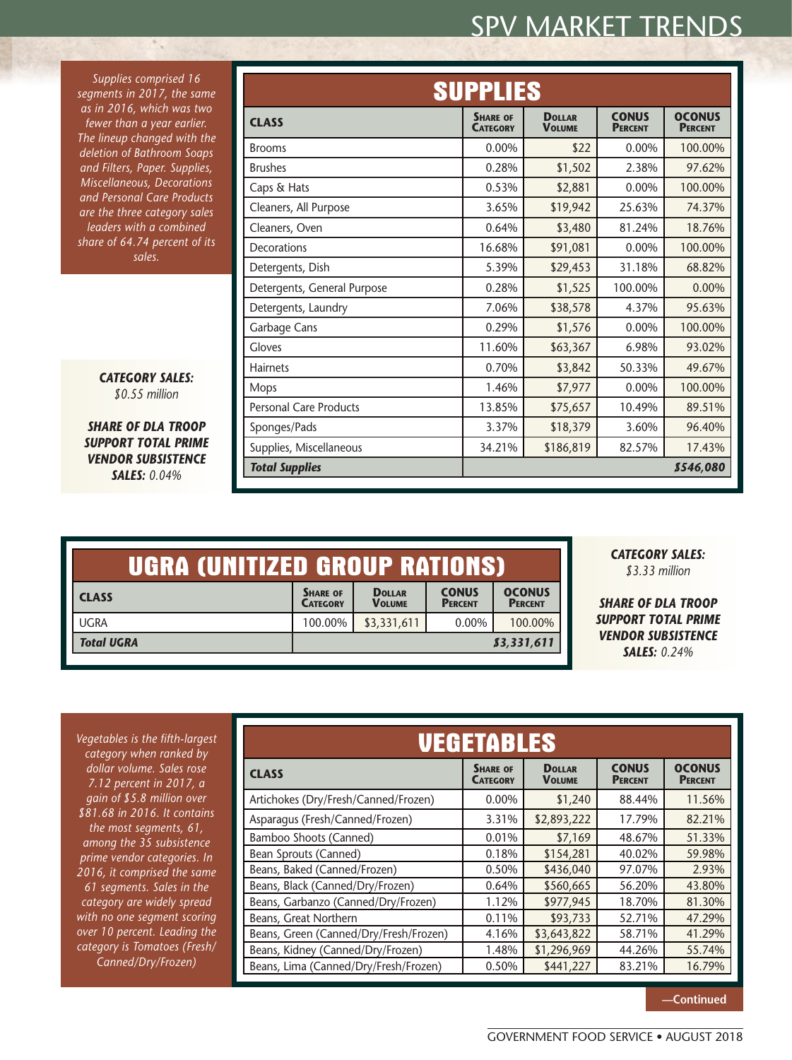Supplies comprised 16 segments in 2017, the same as in 2016, which was two fewer than a year earlier. The lineup changed with the deletion of Bathroom Soaps and Filters, Paper. Supplies, Miscellaneous, Decorations and Personal Care Products are the three category sales leaders with a combined share of 64.74 percent of its sales.

**CATEGORY SALES:** *$0.55 million*

**SHARE OF DLA TROOP SUPPORT TOTAL PRIME VENDOR SUBSISTENCE SALES:** *0.04%*

## SUPPLIES

| CLASS | SHARE OF CATEGORY | DOLLAR VOLUME | CONUS PERCENT | OCONUS PERCENT |
|---|---|---|---|---|
| Brooms | 0.00% | $22 | 0.00% | 100.00% |
| Brushes | 0.28% | $1,502 | 2.38% | 97.62% |
| Caps & Hats | 0.53% | $2,881 | 0.00% | 100.00% |
| Cleaners, All Purpose | 3.65% | $19,942 | 25.63% | 74.37% |
| Cleaners, Oven | 0.64% | $3,480 | 81.24% | 18.76% |
| Decorations | 16.68% | $91,081 | 0.00% | 100.00% |
| Detergents, Dish | 5.39% | $29,453 | 31.18% | 68.82% |
| Detergents, General Purpose | 0.28% | $1,525 | 100.00% | 0.00% |
| Detergents, Laundry | 7.06% | $38,578 | 4.37% | 95.63% |
| Garbage Cans | 0.29% | $1,576 | 0.00% | 100.00% |
| Gloves | 11.60% | $63,367 | 6.98% | 93.02% |
| Hairnets | 0.70% | $3,842 | 50.33% | 49.67% |
| Mops | 1.46% | $7,977 | 0.00% | 100.00% |
| Personal Care Products | 13.85% | $75,657 | 10.49% | 89.51% |
| Sponges/Pads | 3.37% | $18,379 | 3.60% | 96.40% |
| Supplies, Miscellaneous | 34.21% | $186,819 | 82.57% | 17.43% |
| ***Total Supplies*** | | | | ***$546,080*** |

## UGRA (UNITIZED GROUP RATIONS)

| CLASS | SHARE OF CATEGORY | DOLLAR VOLUME | CONUS PERCENT | OCONUS PERCENT |
|---|---|---|---|---|
| UGRA | 100.00% | $3,331,611 | 0.00% | 100.00% |
| ***Total UGRA*** | | | | ***$3,331,611*** |

**CATEGORY SALES:** *$3.33 million*

**SHARE OF DLA TROOP SUPPORT TOTAL PRIME VENDOR SUBSISTENCE SALES:** *0.24%*

Vegetables is the fifth-largest category when ranked by dollar volume. Sales rose 7.12 percent in 2017, a gain of $5.8 million over $81.68 in 2016. It contains the most segments, 61, among the 35 subsistence prime vendor categories. In 2016, it comprised the same 61 segments. Sales in the category are widely spread with no one segment scoring over 10 percent. Leading the category is Tomatoes (Fresh/ Canned/Dry/Frozen)

## VEGETABLES

| CLASS | SHARE OF CATEGORY | DOLLAR VOLUME | CONUS PERCENT | OCONUS PERCENT |
|---|---|---|---|---|
| Artichokes (Dry/Fresh/Canned/Frozen) | 0.00% | $1,240 | 88.44% | 11.56% |
| Asparagus (Fresh/Canned/Frozen) | 3.31% | $2,893,222 | 17.79% | 82.21% |
| Bamboo Shoots (Canned) | 0.01% | $7,169 | 48.67% | 51.33% |
| Bean Sprouts (Canned) | 0.18% | $154,281 | 40.02% | 59.98% |
| Beans, Baked (Canned/Frozen) | 0.50% | $436,040 | 97.07% | 2.93% |
| Beans, Black (Canned/Dry/Frozen) | 0.64% | $560,665 | 56.20% | 43.80% |
| Beans, Garbanzo (Canned/Dry/Frozen) | 1.12% | $977,945 | 18.70% | 81.30% |
| Beans, Great Northern | 0.11% | $93,733 | 52.71% | 47.29% |
| Beans, Green (Canned/Dry/Fresh/Frozen) | 4.16% | $3,643,822 | 58.71% | 41.29% |
| Beans, Kidney (Canned/Dry/Frozen) | 1.48% | $1,296,969 | 44.26% | 55.74% |
| Beans, Lima (Canned/Dry/Fresh/Frozen) | 0.50% | $441,227 | 83.21% | 16.79% |

—Continued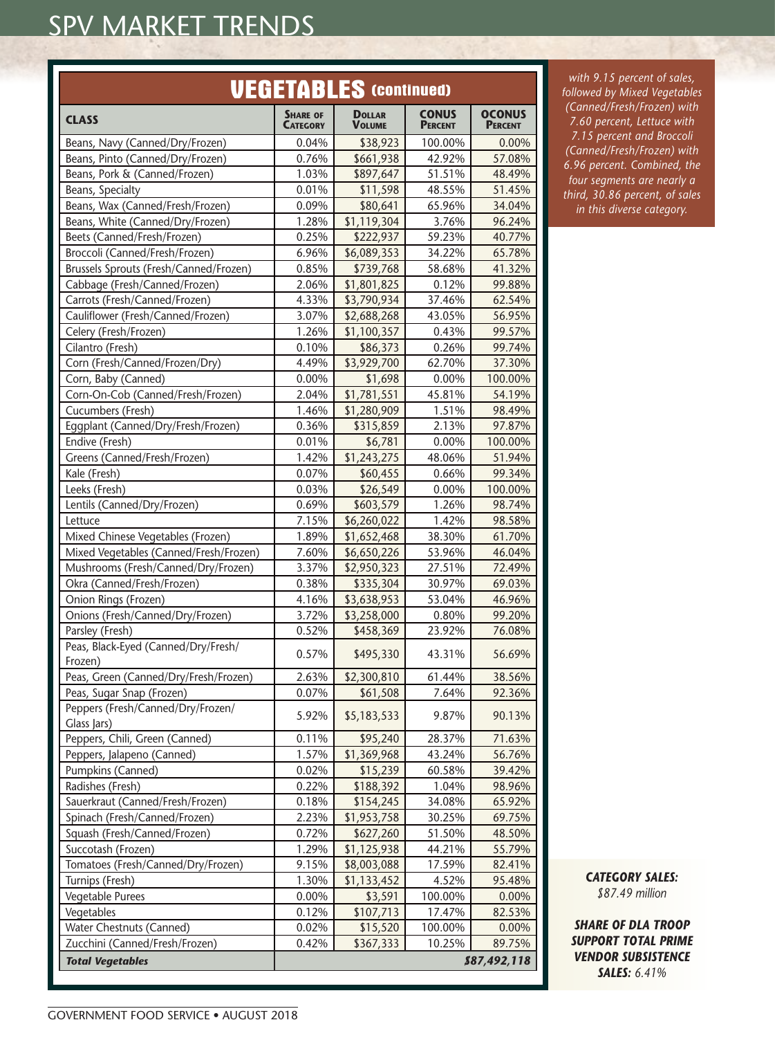# SPV MARKET TRENDS

## VEGETABLES (continued)

| CLASS | SHARE OF CATEGORY | DOLLAR VOLUME | CONUS PERCENT | OCONUS PERCENT |
|---|---|---|---|---|
| Beans, Navy (Canned/Dry/Frozen) | 0.04% | $38,923 | 100.00% | 0.00% |
| Beans, Pinto (Canned/Dry/Frozen) | 0.76% | $661,938 | 42.92% | 57.08% |
| Beans, Pork & (Canned/Frozen) | 1.03% | $897,647 | 51.51% | 48.49% |
| Beans, Specialty | 0.01% | $11,598 | 48.55% | 51.45% |
| Beans, Wax (Canned/Fresh/Frozen) | 0.09% | $80,641 | 65.96% | 34.04% |
| Beans, White (Canned/Dry/Frozen) | 1.28% | $1,119,304 | 3.76% | 96.24% |
| Beets (Canned/Fresh/Frozen) | 0.25% | $222,937 | 59.23% | 40.77% |
| Broccoli (Canned/Fresh/Frozen) | 6.96% | $6,089,353 | 34.22% | 65.78% |
| Brussels Sprouts (Fresh/Canned/Frozen) | 0.85% | $739,768 | 58.68% | 41.32% |
| Cabbage (Fresh/Canned/Frozen) | 2.06% | $1,801,825 | 0.12% | 99.88% |
| Carrots (Fresh/Canned/Frozen) | 4.33% | $3,790,934 | 37.46% | 62.54% |
| Cauliflower (Fresh/Canned/Frozen) | 3.07% | $2,688,268 | 43.05% | 56.95% |
| Celery (Fresh/Frozen) | 1.26% | $1,100,357 | 0.43% | 99.57% |
| Cilantro (Fresh) | 0.10% | $86,373 | 0.26% | 99.74% |
| Corn (Fresh/Canned/Frozen/Dry) | 4.49% | $3,929,700 | 62.70% | 37.30% |
| Corn, Baby (Canned) | 0.00% | $1,698 | 0.00% | 100.00% |
| Corn-On-Cob (Canned/Fresh/Frozen) | 2.04% | $1,781,551 | 45.81% | 54.19% |
| Cucumbers (Fresh) | 1.46% | $1,280,909 | 1.51% | 98.49% |
| Eggplant (Canned/Dry/Fresh/Frozen) | 0.36% | $315,859 | 2.13% | 97.87% |
| Endive (Fresh) | 0.01% | $6,781 | 0.00% | 100.00% |
| Greens (Canned/Fresh/Frozen) | 1.42% | $1,243,275 | 48.06% | 51.94% |
| Kale (Fresh) | 0.07% | $60,455 | 0.66% | 99.34% |
| Leeks (Fresh) | 0.03% | $26,549 | 0.00% | 100.00% |
| Lentils (Canned/Dry/Frozen) | 0.69% | $603,579 | 1.26% | 98.74% |
| Lettuce | 7.15% | $6,260,022 | 1.42% | 98.58% |
| Mixed Chinese Vegetables (Frozen) | 1.89% | $1,652,468 | 38.30% | 61.70% |
| Mixed Vegetables (Canned/Fresh/Frozen) | 7.60% | $6,650,226 | 53.96% | 46.04% |
| Mushrooms (Fresh/Canned/Dry/Frozen) | 3.37% | $2,950,323 | 27.51% | 72.49% |
| Okra (Canned/Fresh/Frozen) | 0.38% | $335,304 | 30.97% | 69.03% |
| Onion Rings (Frozen) | 4.16% | $3,638,953 | 53.04% | 46.96% |
| Onions (Fresh/Canned/Dry/Frozen) | 3.72% | $3,258,000 | 0.80% | 99.20% |
| Parsley (Fresh) | 0.52% | $458,369 | 23.92% | 76.08% |
| Peas, Black-Eyed (Canned/Dry/Fresh/Frozen) | 0.57% | $495,330 | 43.31% | 56.69% |
| Peas, Green (Canned/Dry/Fresh/Frozen) | 2.63% | $2,300,810 | 61.44% | 38.56% |
| Peas, Sugar Snap (Frozen) | 0.07% | $61,508 | 7.64% | 92.36% |
| Peppers (Fresh/Canned/Dry/Frozen/Glass Jars) | 5.92% | $5,183,533 | 9.87% | 90.13% |
| Peppers, Chili, Green (Canned) | 0.11% | $95,240 | 28.37% | 71.63% |
| Peppers, Jalapeno (Canned) | 1.57% | $1,369,968 | 43.24% | 56.76% |
| Pumpkins (Canned) | 0.02% | $15,239 | 60.58% | 39.42% |
| Radishes (Fresh) | 0.22% | $188,392 | 1.04% | 98.96% |
| Sauerkraut (Canned/Fresh/Frozen) | 0.18% | $154,245 | 34.08% | 65.92% |
| Spinach (Fresh/Canned/Frozen) | 2.23% | $1,953,758 | 30.25% | 69.75% |
| Squash (Fresh/Canned/Frozen) | 0.72% | $627,260 | 51.50% | 48.50% |
| Succotash (Frozen) | 1.29% | $1,125,938 | 44.21% | 55.79% |
| Tomatoes (Fresh/Canned/Dry/Frozen) | 9.15% | $8,003,088 | 17.59% | 82.41% |
| Turnips (Fresh) | 1.30% | $1,133,452 | 4.52% | 95.48% |
| Vegetable Purees | 0.00% | $3,591 | 100.00% | 0.00% |
| Vegetables | 0.12% | $107,713 | 17.47% | 82.53% |
| Water Chestnuts (Canned) | 0.02% | $15,520 | 100.00% | 0.00% |
| Zucchini (Canned/Fresh/Frozen) | 0.42% | $367,333 | 10.25% | 89.75% |
| ***Total Vegetables*** | | | | ***$87,492,118*** |

*with 9.15 percent of sales, followed by Mixed Vegetables (Canned/Fresh/Frozen) with 7.60 percent, Lettuce with 7.15 percent and Broccoli (Canned/Fresh/Frozen) with 6.96 percent. Combined, the four segments are nearly a third, 30.86 percent, of sales in this diverse category.*

***CATEGORY SALES:*** *$87.49 million*

***SHARE OF DLA TROOP SUPPORT TOTAL PRIME VENDOR SUBSISTENCE SALES:*** *6.41%*